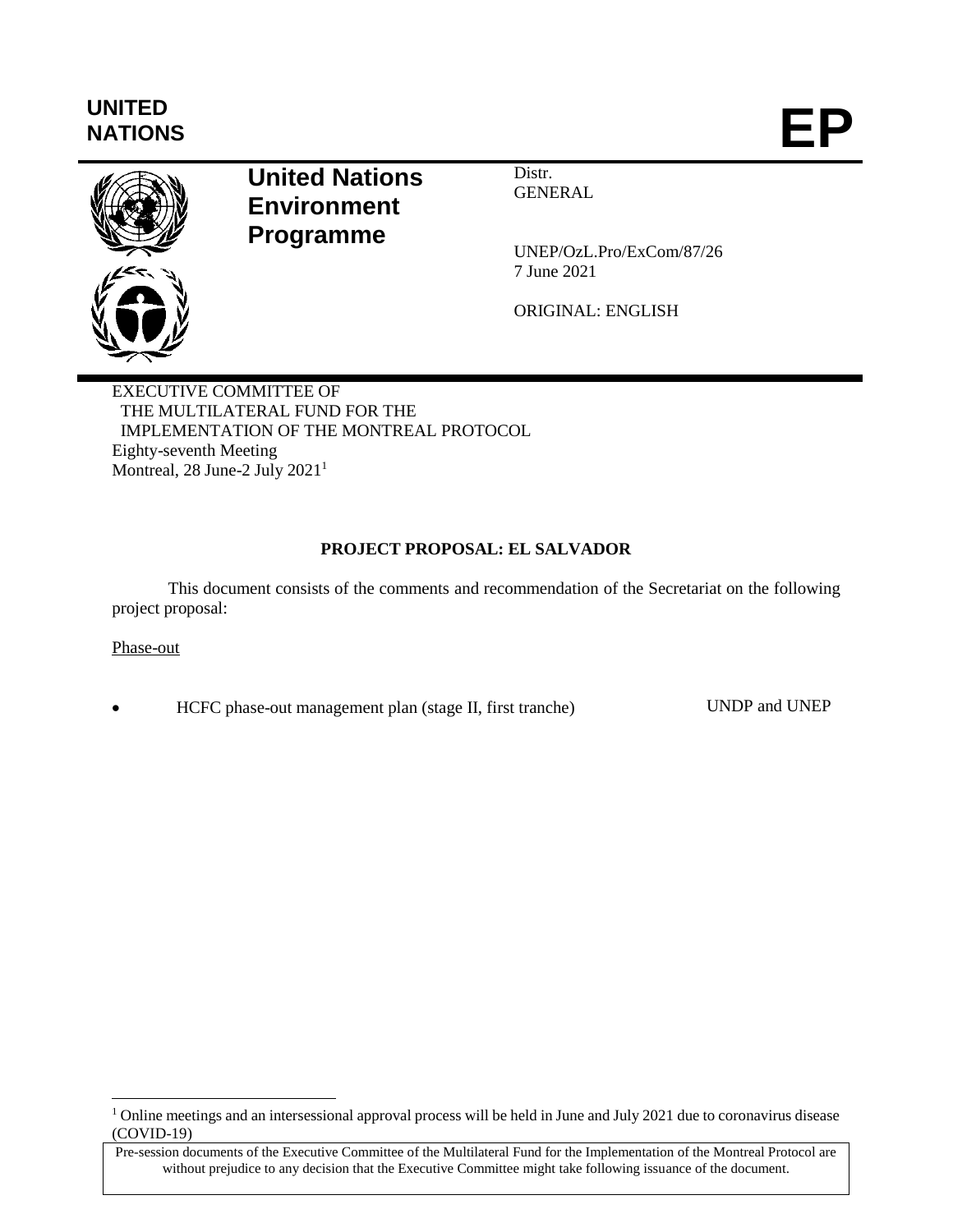UNITED NATIONS

# EP

**United Nations Environment Programme**

Distr.
GENERAL

UNEP/OzL.Pro/ExCom/87/26
7 June 2021

ORIGINAL: ENGLISH

EXECUTIVE COMMITTEE OF
THE MULTILATERAL FUND FOR THE
IMPLEMENTATION OF THE MONTREAL PROTOCOL
Eighty-seventh Meeting
Montreal, 28 June-2 July 2021[1]

**PROJECT PROPOSAL: EL SALVADOR**

This document consists of the comments and recommendation of the Secretariat on the following project proposal:

Phase-out

- HCFC phase-out management plan (stage II, first tranche) — UNDP and UNEP

[1] Online meetings and an intersessional approval process will be held in June and July 2021 due to coronavirus disease (COVID-19)

Pre-session documents of the Executive Committee of the Multilateral Fund for the Implementation of the Montreal Protocol are without prejudice to any decision that the Executive Committee might take following issuance of the document.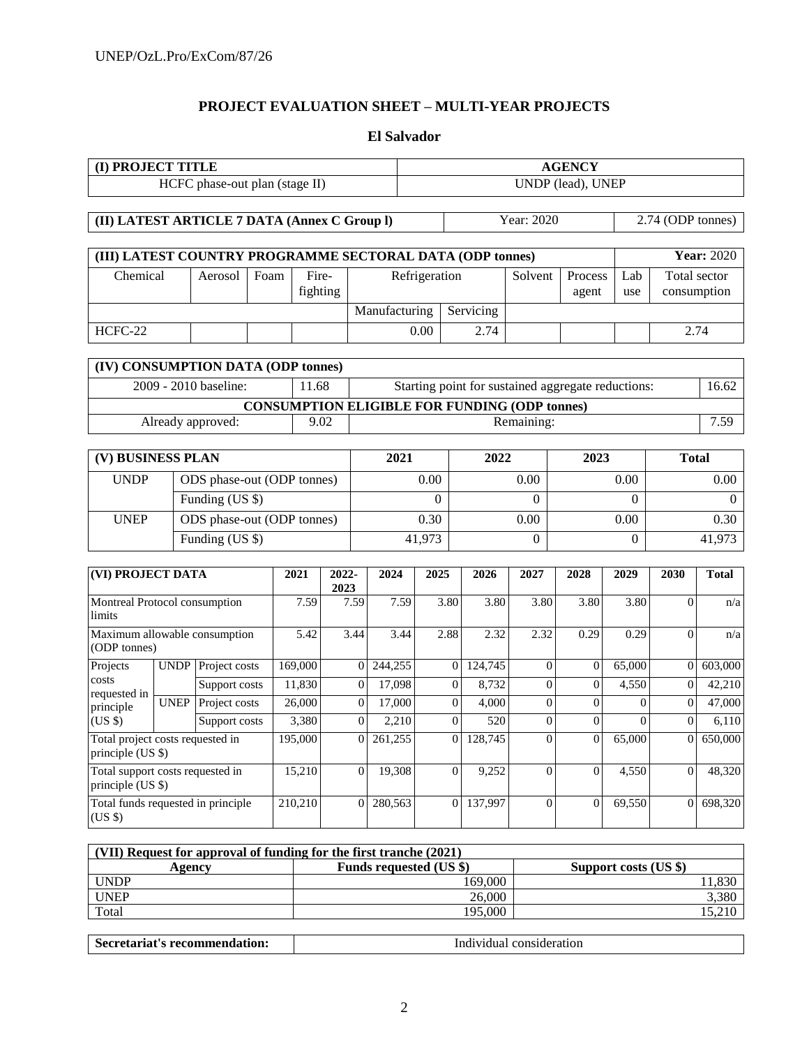## PROJECT EVALUATION SHEET – MULTI-YEAR PROJECTS

### El Salvador

| (I) PROJECT TITLE | AGENCY |
|---|---|
| HCFC phase-out plan (stage II) | UNDP (lead), UNEP |

| (II) LATEST ARTICLE 7 DATA (Annex C Group l) | Year: 2020 | 2.74 (ODP tonnes) |
|---|---|---|

| (III) LATEST COUNTRY PROGRAMME SECTORAL DATA (ODP tonnes) | | | | | | | | | Year: 2020 |
|---|---|---|---|---|---|---|---|---|---|
| Chemical | Aerosol | Foam | Fire-fighting | Refrigeration | | Solvent | Process agent | Lab use | Total sector consumption |
| | | | | Manufacturing | Servicing | | | | |
| HCFC-22 | | | | 0.00 | 2.74 | | | | 2.74 |

| (IV) CONSUMPTION DATA (ODP tonnes) | | | |
|---|---|---|---|
| 2009 - 2010 baseline: | 11.68 | Starting point for sustained aggregate reductions: | 16.62 |
| CONSUMPTION ELIGIBLE FOR FUNDING (ODP tonnes) | | | |
| Already approved: | 9.02 | Remaining: | 7.59 |

| (V) BUSINESS PLAN | | 2021 | 2022 | 2023 | Total |
|---|---|---|---|---|---|
| UNDP | ODS phase-out (ODP tonnes) | 0.00 | 0.00 | 0.00 | 0.00 |
| | Funding (US $) | 0 | 0 | 0 | 0 |
| UNEP | ODS phase-out (ODP tonnes) | 0.30 | 0.00 | 0.00 | 0.30 |
| | Funding (US $) | 41,973 | 0 | 0 | 41,973 |

| (VI) PROJECT DATA | | | 2021 | 2022-2023 | 2024 | 2025 | 2026 | 2027 | 2028 | 2029 | 2030 | Total |
|---|---|---|---|---|---|---|---|---|---|---|---|---|
| Montreal Protocol consumption limits | | | 7.59 | 7.59 | 7.59 | 3.80 | 3.80 | 3.80 | 3.80 | 3.80 | 0 | n/a |
| Maximum allowable consumption (ODP tonnes) | | | 5.42 | 3.44 | 3.44 | 2.88 | 2.32 | 2.32 | 0.29 | 0.29 | 0 | n/a |
| Projects costs requested in principle (US $) | UNDP | Project costs | 169,000 | 0 | 244,255 | 0 | 124,745 | 0 | 0 | 65,000 | 0 | 603,000 |
| | | Support costs | 11,830 | 0 | 17,098 | 0 | 8,732 | 0 | 0 | 4,550 | 0 | 42,210 |
| | UNEP | Project costs | 26,000 | 0 | 17,000 | 0 | 4,000 | 0 | 0 | 0 | 0 | 47,000 |
| | | Support costs | 3,380 | 0 | 2,210 | 0 | 520 | 0 | 0 | 0 | 0 | 6,110 |
| Total project costs requested in principle (US $) | | | 195,000 | 0 | 261,255 | 0 | 128,745 | 0 | 0 | 65,000 | 0 | 650,000 |
| Total support costs requested in principle (US $) | | | 15,210 | 0 | 19,308 | 0 | 9,252 | 0 | 0 | 4,550 | 0 | 48,320 |
| Total funds requested in principle (US $) | | | 210,210 | 0 | 280,563 | 0 | 137,997 | 0 | 0 | 69,550 | 0 | 698,320 |

| (VII) Request for approval of funding for the first tranche (2021) | | |
|---|---|---|
| Agency | Funds requested (US $) | Support costs (US $) |
| UNDP | 169,000 | 11,830 |
| UNEP | 26,000 | 3,380 |
| Total | 195,000 | 15,210 |

| Secretariat's recommendation: | Individual consideration |
|---|---|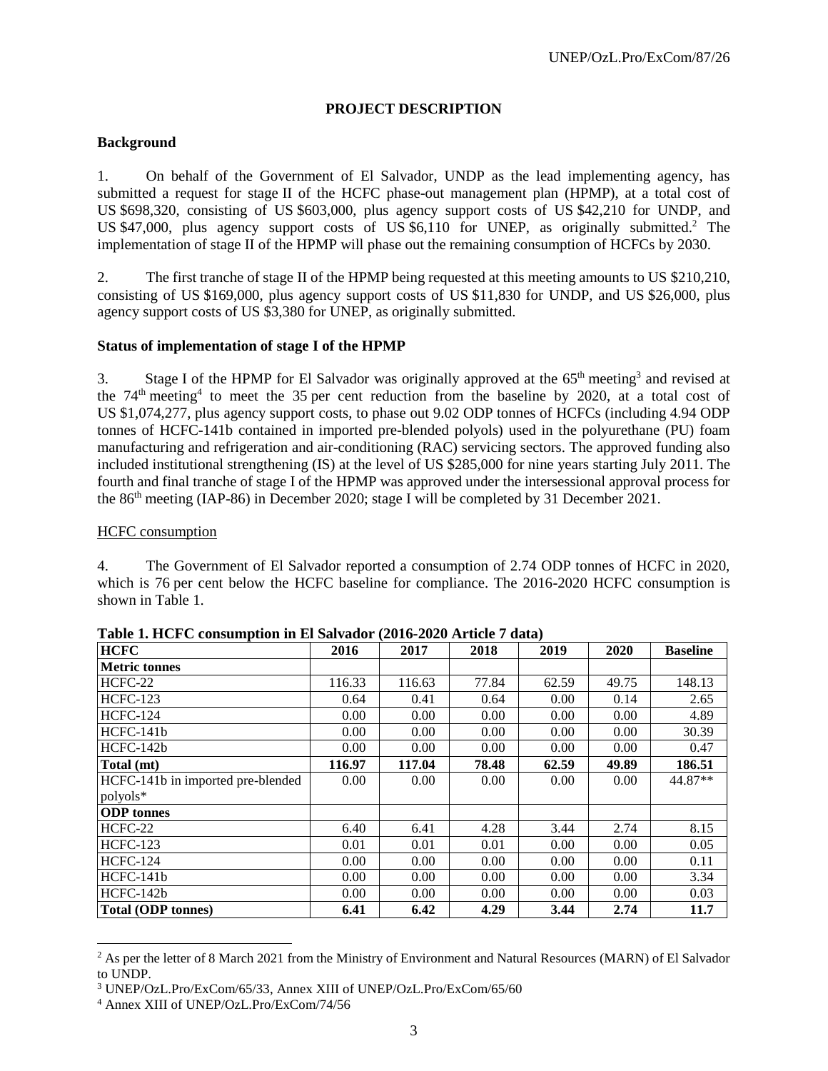## PROJECT DESCRIPTION

### Background

1. On behalf of the Government of El Salvador, UNDP as the lead implementing agency, has submitted a request for stage II of the HCFC phase-out management plan (HPMP), at a total cost of US $698,320, consisting of US $603,000, plus agency support costs of US $42,210 for UNDP, and US $47,000, plus agency support costs of US $6,110 for UNEP, as originally submitted.[2] The implementation of stage II of the HPMP will phase out the remaining consumption of HCFCs by 2030.

2. The first tranche of stage II of the HPMP being requested at this meeting amounts to US $210,210, consisting of US $169,000, plus agency support costs of US $11,830 for UNDP, and US $26,000, plus agency support costs of US $3,380 for UNEP, as originally submitted.

### Status of implementation of stage I of the HPMP

3. Stage I of the HPMP for El Salvador was originally approved at the 65th meeting[3] and revised at the 74th meeting[4] to meet the 35 per cent reduction from the baseline by 2020, at a total cost of US $1,074,277, plus agency support costs, to phase out 9.02 ODP tonnes of HCFCs (including 4.94 ODP tonnes of HCFC-141b contained in imported pre-blended polyols) used in the polyurethane (PU) foam manufacturing and refrigeration and air-conditioning (RAC) servicing sectors. The approved funding also included institutional strengthening (IS) at the level of US $285,000 for nine years starting July 2011. The fourth and final tranche of stage I of the HPMP was approved under the intersessional approval process for the 86th meeting (IAP-86) in December 2020; stage I will be completed by 31 December 2021.

HCFC consumption

4. The Government of El Salvador reported a consumption of 2.74 ODP tonnes of HCFC in 2020, which is 76 per cent below the HCFC baseline for compliance. The 2016-2020 HCFC consumption is shown in Table 1.

**Table 1. HCFC consumption in El Salvador (2016-2020 Article 7 data)**

| HCFC | 2016 | 2017 | 2018 | 2019 | 2020 | Baseline |
|---|---|---|---|---|---|---|
| **Metric tonnes** | | | | | | |
| HCFC-22 | 116.33 | 116.63 | 77.84 | 62.59 | 49.75 | 148.13 |
| HCFC-123 | 0.64 | 0.41 | 0.64 | 0.00 | 0.14 | 2.65 |
| HCFC-124 | 0.00 | 0.00 | 0.00 | 0.00 | 0.00 | 4.89 |
| HCFC-141b | 0.00 | 0.00 | 0.00 | 0.00 | 0.00 | 30.39 |
| HCFC-142b | 0.00 | 0.00 | 0.00 | 0.00 | 0.00 | 0.47 |
| **Total (mt)** | **116.97** | **117.04** | **78.48** | **62.59** | **49.89** | **186.51** |
| HCFC-141b in imported pre-blended polyols* | 0.00 | 0.00 | 0.00 | 0.00 | 0.00 | 44.87** |
| **ODP tonnes** | | | | | | |
| HCFC-22 | 6.40 | 6.41 | 4.28 | 3.44 | 2.74 | 8.15 |
| HCFC-123 | 0.01 | 0.01 | 0.01 | 0.00 | 0.00 | 0.05 |
| HCFC-124 | 0.00 | 0.00 | 0.00 | 0.00 | 0.00 | 0.11 |
| HCFC-141b | 0.00 | 0.00 | 0.00 | 0.00 | 0.00 | 3.34 |
| HCFC-142b | 0.00 | 0.00 | 0.00 | 0.00 | 0.00 | 0.03 |
| **Total (ODP tonnes)** | **6.41** | **6.42** | **4.29** | **3.44** | **2.74** | **11.7** |

[2] As per the letter of 8 March 2021 from the Ministry of Environment and Natural Resources (MARN) of El Salvador to UNDP.

[3] UNEP/OzL.Pro/ExCom/65/33, Annex XIII of UNEP/OzL.Pro/ExCom/65/60

[4] Annex XIII of UNEP/OzL.Pro/ExCom/74/56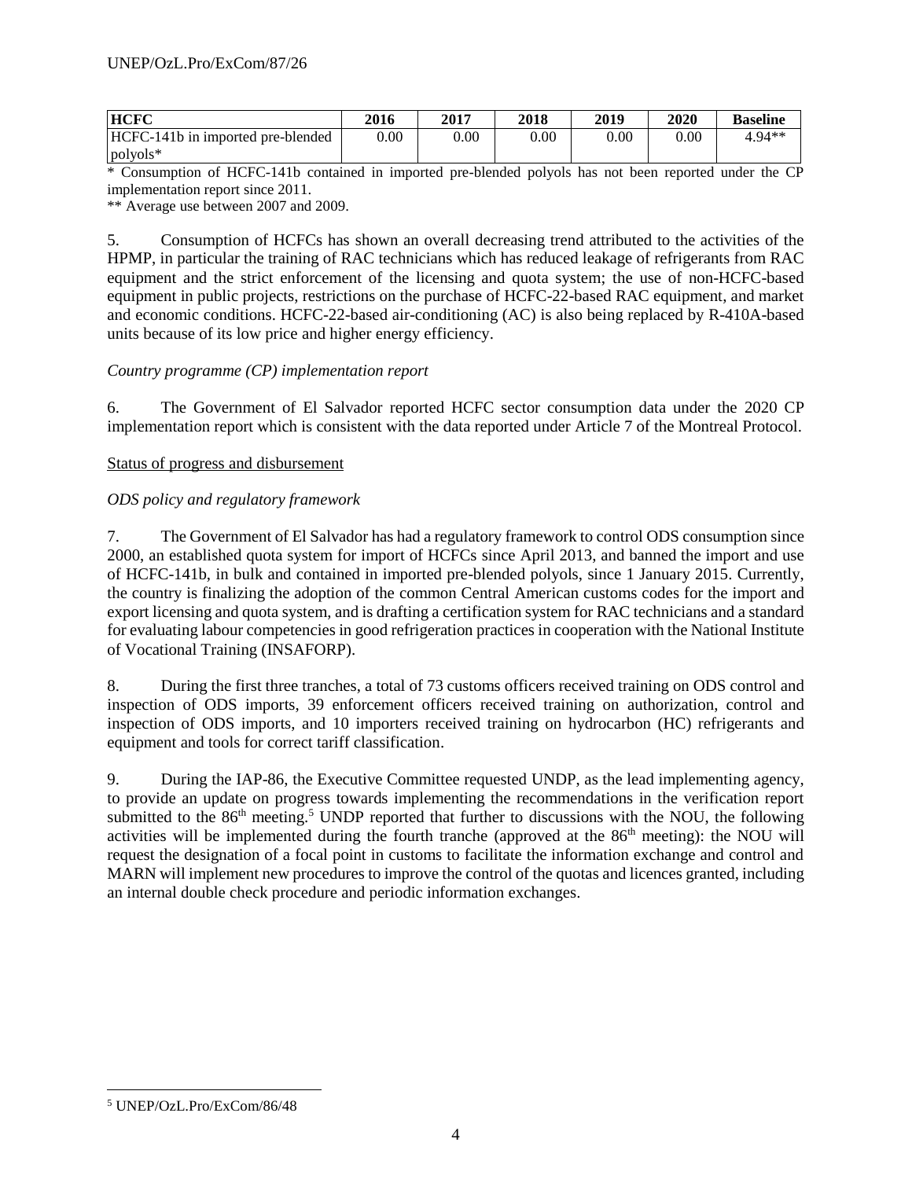| HCFC | 2016 | 2017 | 2018 | 2019 | 2020 | Baseline |
|---|---|---|---|---|---|---|
| HCFC-141b in imported pre-blended polyols* | 0.00 | 0.00 | 0.00 | 0.00 | 0.00 | 4.94** |

\* Consumption of HCFC-141b contained in imported pre-blended polyols has not been reported under the CP implementation report since 2011.

** Average use between 2007 and 2009.

5. Consumption of HCFCs has shown an overall decreasing trend attributed to the activities of the HPMP, in particular the training of RAC technicians which has reduced leakage of refrigerants from RAC equipment and the strict enforcement of the licensing and quota system; the use of non-HCFC-based equipment in public projects, restrictions on the purchase of HCFC-22-based RAC equipment, and market and economic conditions. HCFC-22-based air-conditioning (AC) is also being replaced by R-410A-based units because of its low price and higher energy efficiency.

*Country programme (CP) implementation report*

6. The Government of El Salvador reported HCFC sector consumption data under the 2020 CP implementation report which is consistent with the data reported under Article 7 of the Montreal Protocol.

Status of progress and disbursement

*ODS policy and regulatory framework*

7. The Government of El Salvador has had a regulatory framework to control ODS consumption since 2000, an established quota system for import of HCFCs since April 2013, and banned the import and use of HCFC-141b, in bulk and contained in imported pre-blended polyols, since 1 January 2015. Currently, the country is finalizing the adoption of the common Central American customs codes for the import and export licensing and quota system, and is drafting a certification system for RAC technicians and a standard for evaluating labour competencies in good refrigeration practices in cooperation with the National Institute of Vocational Training (INSAFORP).

8. During the first three tranches, a total of 73 customs officers received training on ODS control and inspection of ODS imports, 39 enforcement officers received training on authorization, control and inspection of ODS imports, and 10 importers received training on hydrocarbon (HC) refrigerants and equipment and tools for correct tariff classification.

9. During the IAP-86, the Executive Committee requested UNDP, as the lead implementing agency, to provide an update on progress towards implementing the recommendations in the verification report submitted to the 86th meeting.[5] UNDP reported that further to discussions with the NOU, the following activities will be implemented during the fourth tranche (approved at the 86th meeting): the NOU will request the designation of a focal point in customs to facilitate the information exchange and control and MARN will implement new procedures to improve the control of the quotas and licences granted, including an internal double check procedure and periodic information exchanges.

[5] UNEP/OzL.Pro/ExCom/86/48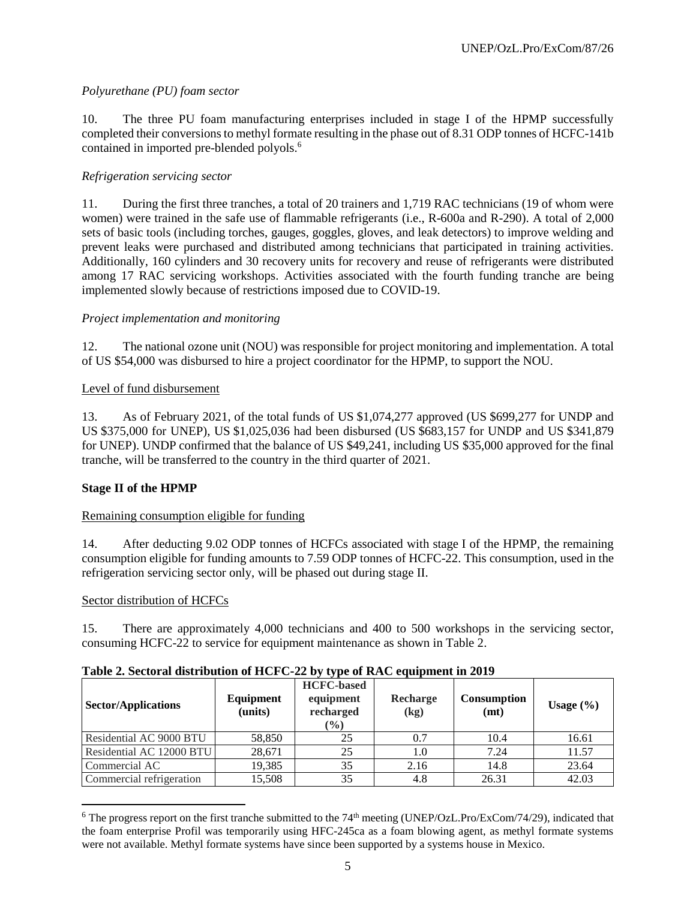*Polyurethane (PU) foam sector*

10. The three PU foam manufacturing enterprises included in stage I of the HPMP successfully completed their conversions to methyl formate resulting in the phase out of 8.31 ODP tonnes of HCFC-141b contained in imported pre-blended polyols.[6]

*Refrigeration servicing sector*

11. During the first three tranches, a total of 20 trainers and 1,719 RAC technicians (19 of whom were women) were trained in the safe use of flammable refrigerants (i.e., R-600a and R-290). A total of 2,000 sets of basic tools (including torches, gauges, goggles, gloves, and leak detectors) to improve welding and prevent leaks were purchased and distributed among technicians that participated in training activities. Additionally, 160 cylinders and 30 recovery units for recovery and reuse of refrigerants were distributed among 17 RAC servicing workshops. Activities associated with the fourth funding tranche are being implemented slowly because of restrictions imposed due to COVID-19.

*Project implementation and monitoring*

12. The national ozone unit (NOU) was responsible for project monitoring and implementation. A total of US $54,000 was disbursed to hire a project coordinator for the HPMP, to support the NOU.

Level of fund disbursement

13. As of February 2021, of the total funds of US $1,074,277 approved (US $699,277 for UNDP and US $375,000 for UNEP), US $1,025,036 had been disbursed (US $683,157 for UNDP and US $341,879 for UNEP). UNDP confirmed that the balance of US $49,241, including US $35,000 approved for the final tranche, will be transferred to the country in the third quarter of 2021.

**Stage II of the HPMP**

Remaining consumption eligible for funding

14. After deducting 9.02 ODP tonnes of HCFCs associated with stage I of the HPMP, the remaining consumption eligible for funding amounts to 7.59 ODP tonnes of HCFC-22. This consumption, used in the refrigeration servicing sector only, will be phased out during stage II.

Sector distribution of HCFCs

15. There are approximately 4,000 technicians and 400 to 500 workshops in the servicing sector, consuming HCFC-22 to service for equipment maintenance as shown in Table 2.

**Table 2. Sectoral distribution of HCFC-22 by type of RAC equipment in 2019**

| Sector/Applications | Equipment (units) | HCFC-based equipment recharged (%) | Recharge (kg) | Consumption (mt) | Usage (%) |
|---|---|---|---|---|---|
| Residential AC 9000 BTU | 58,850 | 25 | 0.7 | 10.4 | 16.61 |
| Residential AC 12000 BTU | 28,671 | 25 | 1.0 | 7.24 | 11.57 |
| Commercial AC | 19,385 | 35 | 2.16 | 14.8 | 23.64 |
| Commercial refrigeration | 15,508 | 35 | 4.8 | 26.31 | 42.03 |

[6] The progress report on the first tranche submitted to the 74th meeting (UNEP/OzL.Pro/ExCom/74/29), indicated that the foam enterprise Profil was temporarily using HFC-245ca as a foam blowing agent, as methyl formate systems were not available. Methyl formate systems have since been supported by a systems house in Mexico.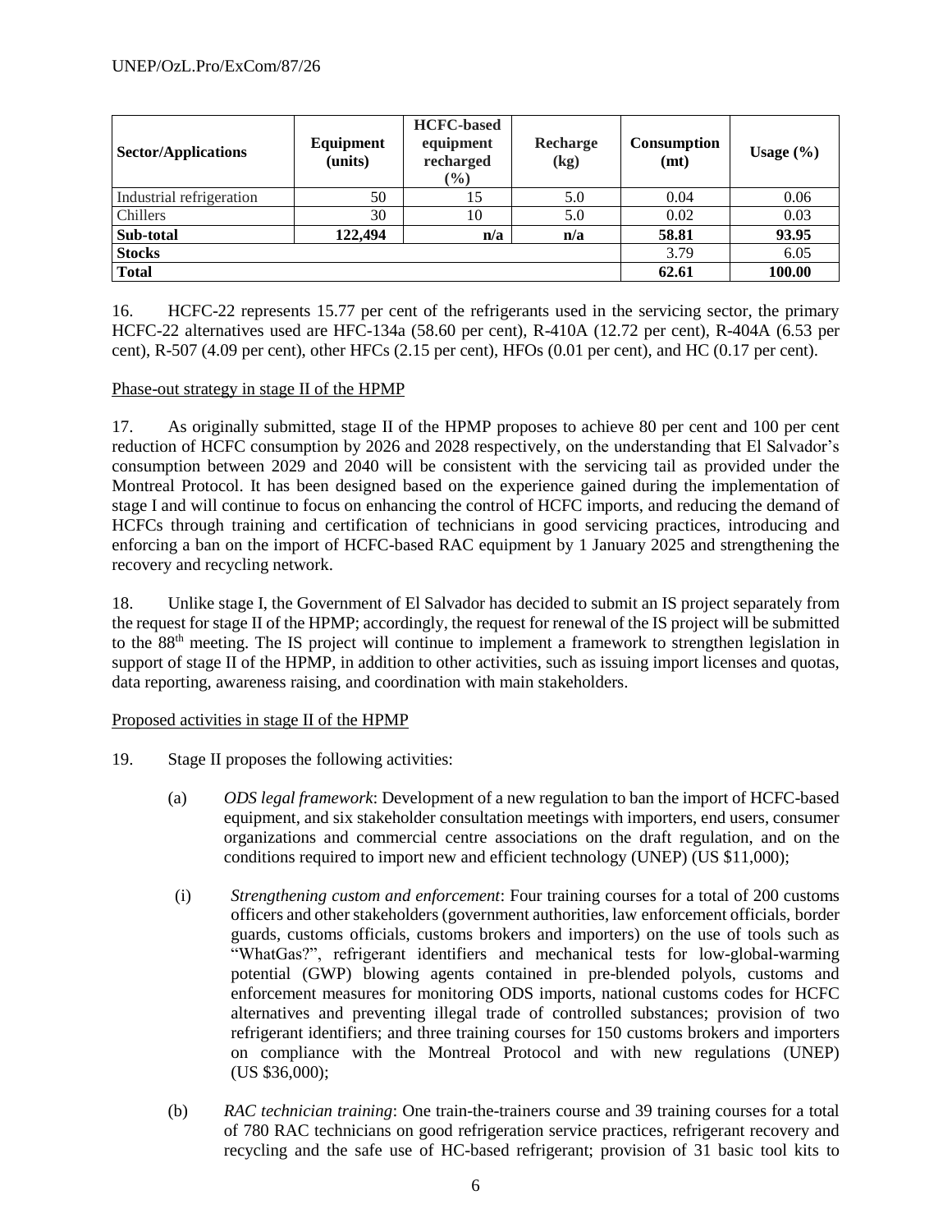| Sector/Applications | Equipment (units) | HCFC-based equipment recharged (%) | Recharge (kg) | Consumption (mt) | Usage (%) |
|---|---|---|---|---|---|
| Industrial refrigeration | 50 | 15 | 5.0 | 0.04 | 0.06 |
| Chillers | 30 | 10 | 5.0 | 0.02 | 0.03 |
| **Sub-total** | **122,494** | **n/a** | **n/a** | **58.81** | **93.95** |
| **Stocks** | | | | 3.79 | 6.05 |
| **Total** | | | | **62.61** | **100.00** |

16. HCFC-22 represents 15.77 per cent of the refrigerants used in the servicing sector, the primary HCFC-22 alternatives used are HFC-134a (58.60 per cent), R-410A (12.72 per cent), R-404A (6.53 per cent), R-507 (4.09 per cent), other HFCs (2.15 per cent), HFOs (0.01 per cent), and HC (0.17 per cent).

Phase-out strategy in stage II of the HPMP

17. As originally submitted, stage II of the HPMP proposes to achieve 80 per cent and 100 per cent reduction of HCFC consumption by 2026 and 2028 respectively, on the understanding that El Salvador's consumption between 2029 and 2040 will be consistent with the servicing tail as provided under the Montreal Protocol. It has been designed based on the experience gained during the implementation of stage I and will continue to focus on enhancing the control of HCFC imports, and reducing the demand of HCFCs through training and certification of technicians in good servicing practices, introducing and enforcing a ban on the import of HCFC-based RAC equipment by 1 January 2025 and strengthening the recovery and recycling network.

18. Unlike stage I, the Government of El Salvador has decided to submit an IS project separately from the request for stage II of the HPMP; accordingly, the request for renewal of the IS project will be submitted to the 88th meeting. The IS project will continue to implement a framework to strengthen legislation in support of stage II of the HPMP, in addition to other activities, such as issuing import licenses and quotas, data reporting, awareness raising, and coordination with main stakeholders.

Proposed activities in stage II of the HPMP

19. Stage II proposes the following activities:

(a) *ODS legal framework*: Development of a new regulation to ban the import of HCFC-based equipment, and six stakeholder consultation meetings with importers, end users, consumer organizations and commercial centre associations on the draft regulation, and on the conditions required to import new and efficient technology (UNEP) (US $11,000);

(i) *Strengthening custom and enforcement*: Four training courses for a total of 200 customs officers and other stakeholders (government authorities, law enforcement officials, border guards, customs officials, customs brokers and importers) on the use of tools such as "WhatGas?", refrigerant identifiers and mechanical tests for low-global-warming potential (GWP) blowing agents contained in pre-blended polyols, customs and enforcement measures for monitoring ODS imports, national customs codes for HCFC alternatives and preventing illegal trade of controlled substances; provision of two refrigerant identifiers; and three training courses for 150 customs brokers and importers on compliance with the Montreal Protocol and with new regulations (UNEP) (US $36,000);

(b) *RAC technician training*: One train-the-trainers course and 39 training courses for a total of 780 RAC technicians on good refrigeration service practices, refrigerant recovery and recycling and the safe use of HC-based refrigerant; provision of 31 basic tool kits to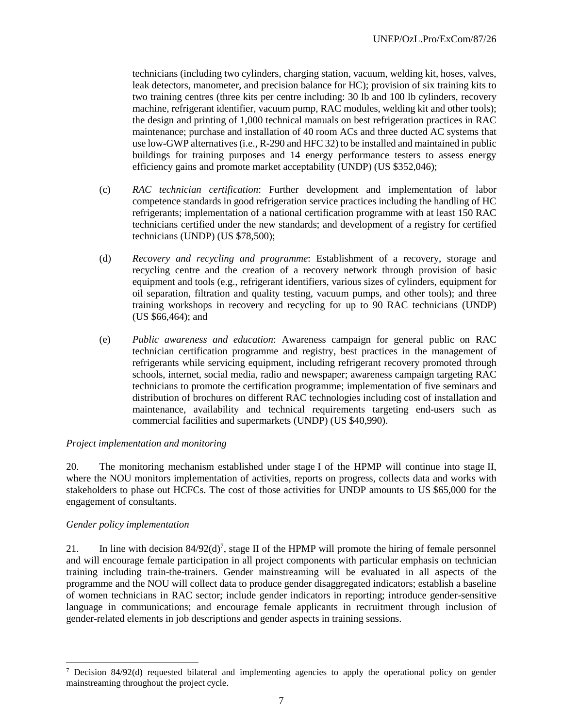technicians (including two cylinders, charging station, vacuum, welding kit, hoses, valves, leak detectors, manometer, and precision balance for HC); provision of six training kits to two training centres (three kits per centre including: 30 lb and 100 lb cylinders, recovery machine, refrigerant identifier, vacuum pump, RAC modules, welding kit and other tools); the design and printing of 1,000 technical manuals on best refrigeration practices in RAC maintenance; purchase and installation of 40 room ACs and three ducted AC systems that use low-GWP alternatives (i.e., R-290 and HFC 32) to be installed and maintained in public buildings for training purposes and 14 energy performance testers to assess energy efficiency gains and promote market acceptability (UNDP) (US $352,046);

(c) *RAC technician certification*: Further development and implementation of labor competence standards in good refrigeration service practices including the handling of HC refrigerants; implementation of a national certification programme with at least 150 RAC technicians certified under the new standards; and development of a registry for certified technicians (UNDP) (US $78,500);

(d) *Recovery and recycling and programme*: Establishment of a recovery, storage and recycling centre and the creation of a recovery network through provision of basic equipment and tools (e.g., refrigerant identifiers, various sizes of cylinders, equipment for oil separation, filtration and quality testing, vacuum pumps, and other tools); and three training workshops in recovery and recycling for up to 90 RAC technicians (UNDP) (US $66,464); and

(e) *Public awareness and education*: Awareness campaign for general public on RAC technician certification programme and registry, best practices in the management of refrigerants while servicing equipment, including refrigerant recovery promoted through schools, internet, social media, radio and newspaper; awareness campaign targeting RAC technicians to promote the certification programme; implementation of five seminars and distribution of brochures on different RAC technologies including cost of installation and maintenance, availability and technical requirements targeting end-users such as commercial facilities and supermarkets (UNDP) (US $40,990).

*Project implementation and monitoring*

20. The monitoring mechanism established under stage I of the HPMP will continue into stage II, where the NOU monitors implementation of activities, reports on progress, collects data and works with stakeholders to phase out HCFCs. The cost of those activities for UNDP amounts to US $65,000 for the engagement of consultants.

*Gender policy implementation*

21. In line with decision 84/92(d)[7], stage II of the HPMP will promote the hiring of female personnel and will encourage female participation in all project components with particular emphasis on technician training including train-the-trainers. Gender mainstreaming will be evaluated in all aspects of the programme and the NOU will collect data to produce gender disaggregated indicators; establish a baseline of women technicians in RAC sector; include gender indicators in reporting; introduce gender-sensitive language in communications; and encourage female applicants in recruitment through inclusion of gender-related elements in job descriptions and gender aspects in training sessions.

[7] Decision 84/92(d) requested bilateral and implementing agencies to apply the operational policy on gender mainstreaming throughout the project cycle.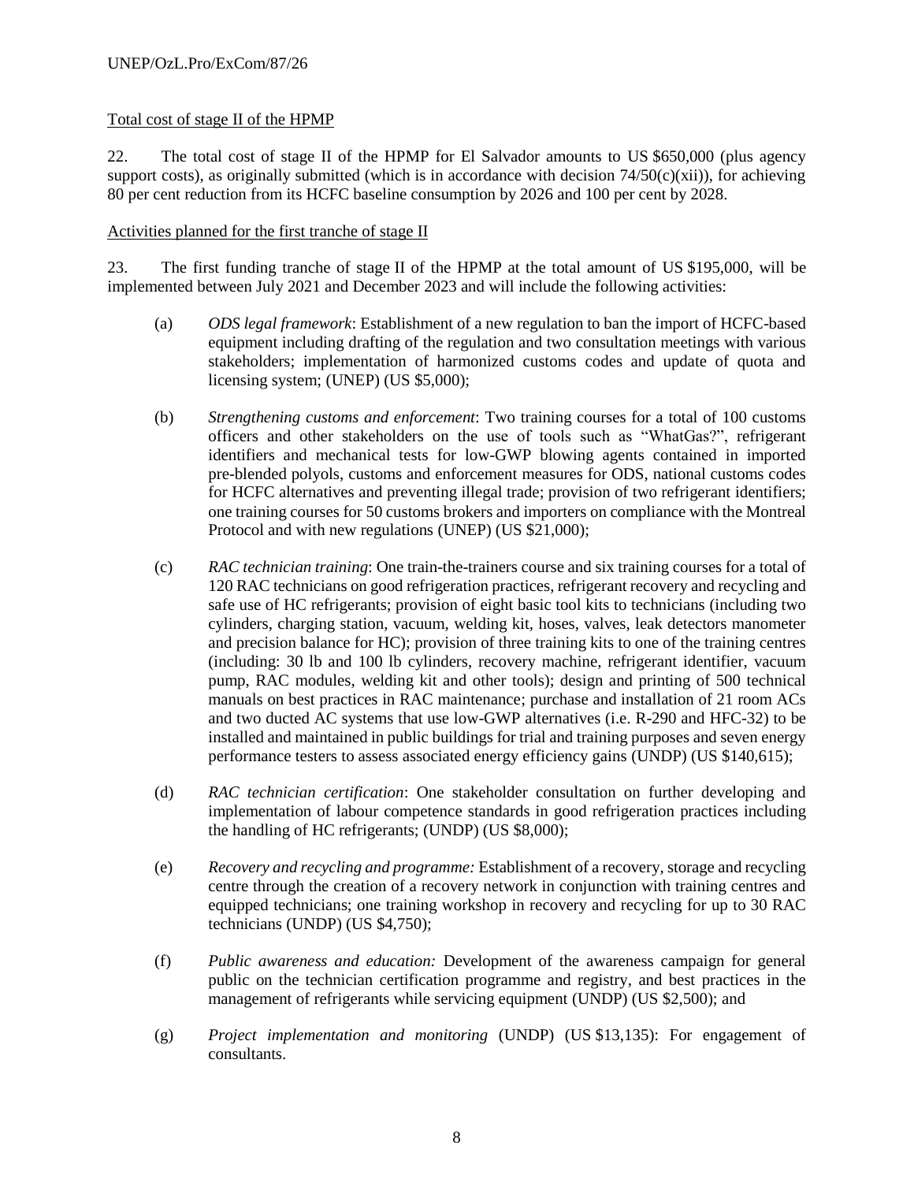Total cost of stage II of the HPMP

22. The total cost of stage II of the HPMP for El Salvador amounts to US $650,000 (plus agency support costs), as originally submitted (which is in accordance with decision 74/50(c)(xii)), for achieving 80 per cent reduction from its HCFC baseline consumption by 2026 and 100 per cent by 2028.

Activities planned for the first tranche of stage II

23. The first funding tranche of stage II of the HPMP at the total amount of US $195,000, will be implemented between July 2021 and December 2023 and will include the following activities:

(a) *ODS legal framework*: Establishment of a new regulation to ban the import of HCFC-based equipment including drafting of the regulation and two consultation meetings with various stakeholders; implementation of harmonized customs codes and update of quota and licensing system; (UNEP) (US $5,000);

(b) *Strengthening customs and enforcement*: Two training courses for a total of 100 customs officers and other stakeholders on the use of tools such as "WhatGas?", refrigerant identifiers and mechanical tests for low-GWP blowing agents contained in imported pre-blended polyols, customs and enforcement measures for ODS, national customs codes for HCFC alternatives and preventing illegal trade; provision of two refrigerant identifiers; one training courses for 50 customs brokers and importers on compliance with the Montreal Protocol and with new regulations (UNEP) (US $21,000);

(c) *RAC technician training*: One train-the-trainers course and six training courses for a total of 120 RAC technicians on good refrigeration practices, refrigerant recovery and recycling and safe use of HC refrigerants; provision of eight basic tool kits to technicians (including two cylinders, charging station, vacuum, welding kit, hoses, valves, leak detectors manometer and precision balance for HC); provision of three training kits to one of the training centres (including: 30 lb and 100 lb cylinders, recovery machine, refrigerant identifier, vacuum pump, RAC modules, welding kit and other tools); design and printing of 500 technical manuals on best practices in RAC maintenance; purchase and installation of 21 room ACs and two ducted AC systems that use low-GWP alternatives (i.e. R-290 and HFC-32) to be installed and maintained in public buildings for trial and training purposes and seven energy performance testers to assess associated energy efficiency gains (UNDP) (US $140,615);

(d) *RAC technician certification*: One stakeholder consultation on further developing and implementation of labour competence standards in good refrigeration practices including the handling of HC refrigerants; (UNDP) (US $8,000);

(e) *Recovery and recycling and programme:* Establishment of a recovery, storage and recycling centre through the creation of a recovery network in conjunction with training centres and equipped technicians; one training workshop in recovery and recycling for up to 30 RAC technicians (UNDP) (US $4,750);

(f) *Public awareness and education:* Development of the awareness campaign for general public on the technician certification programme and registry, and best practices in the management of refrigerants while servicing equipment (UNDP) (US $2,500); and

(g) *Project implementation and monitoring* (UNDP) (US $13,135): For engagement of consultants.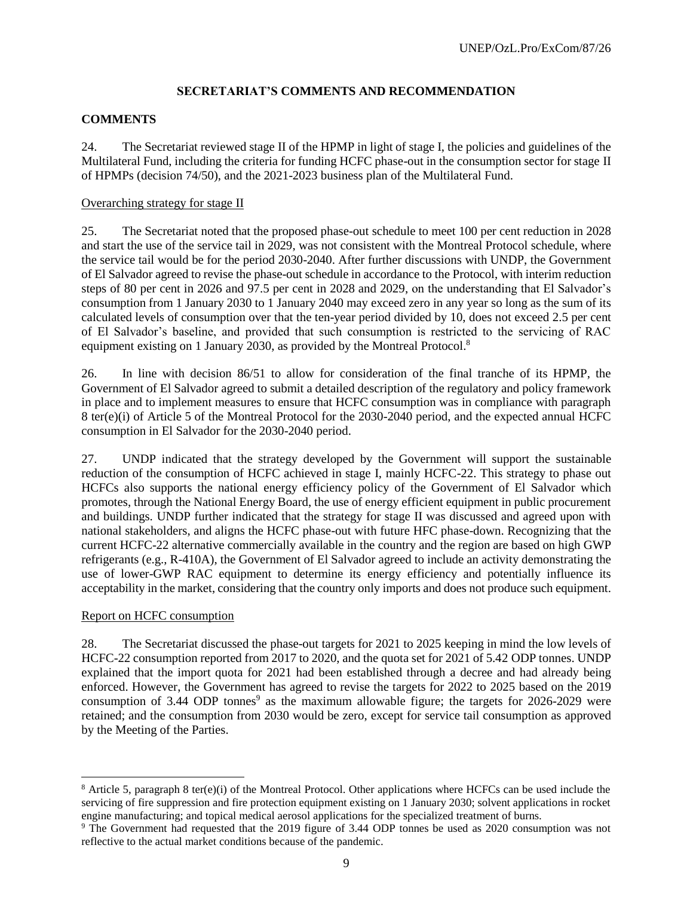## SECRETARIAT'S COMMENTS AND RECOMMENDATION

### COMMENTS

24. The Secretariat reviewed stage II of the HPMP in light of stage I, the policies and guidelines of the Multilateral Fund, including the criteria for funding HCFC phase-out in the consumption sector for stage II of HPMPs (decision 74/50), and the 2021-2023 business plan of the Multilateral Fund.

Overarching strategy for stage II

25. The Secretariat noted that the proposed phase-out schedule to meet 100 per cent reduction in 2028 and start the use of the service tail in 2029, was not consistent with the Montreal Protocol schedule, where the service tail would be for the period 2030-2040. After further discussions with UNDP, the Government of El Salvador agreed to revise the phase-out schedule in accordance to the Protocol, with interim reduction steps of 80 per cent in 2026 and 97.5 per cent in 2028 and 2029, on the understanding that El Salvador's consumption from 1 January 2030 to 1 January 2040 may exceed zero in any year so long as the sum of its calculated levels of consumption over that the ten-year period divided by 10, does not exceed 2.5 per cent of El Salvador's baseline, and provided that such consumption is restricted to the servicing of RAC equipment existing on 1 January 2030, as provided by the Montreal Protocol.[8]

26. In line with decision 86/51 to allow for consideration of the final tranche of its HPMP, the Government of El Salvador agreed to submit a detailed description of the regulatory and policy framework in place and to implement measures to ensure that HCFC consumption was in compliance with paragraph 8 ter(e)(i) of Article 5 of the Montreal Protocol for the 2030-2040 period, and the expected annual HCFC consumption in El Salvador for the 2030-2040 period.

27. UNDP indicated that the strategy developed by the Government will support the sustainable reduction of the consumption of HCFC achieved in stage I, mainly HCFC-22. This strategy to phase out HCFCs also supports the national energy efficiency policy of the Government of El Salvador which promotes, through the National Energy Board, the use of energy efficient equipment in public procurement and buildings. UNDP further indicated that the strategy for stage II was discussed and agreed upon with national stakeholders, and aligns the HCFC phase-out with future HFC phase-down. Recognizing that the current HCFC-22 alternative commercially available in the country and the region are based on high GWP refrigerants (e.g., R-410A), the Government of El Salvador agreed to include an activity demonstrating the use of lower-GWP RAC equipment to determine its energy efficiency and potentially influence its acceptability in the market, considering that the country only imports and does not produce such equipment.

Report on HCFC consumption

28. The Secretariat discussed the phase-out targets for 2021 to 2025 keeping in mind the low levels of HCFC-22 consumption reported from 2017 to 2020, and the quota set for 2021 of 5.42 ODP tonnes. UNDP explained that the import quota for 2021 had been established through a decree and had already being enforced. However, the Government has agreed to revise the targets for 2022 to 2025 based on the 2019 consumption of 3.44 ODP tonnes[9] as the maximum allowable figure; the targets for 2026-2029 were retained; and the consumption from 2030 would be zero, except for service tail consumption as approved by the Meeting of the Parties.

---

[8] Article 5, paragraph 8 ter(e)(i) of the Montreal Protocol. Other applications where HCFCs can be used include the servicing of fire suppression and fire protection equipment existing on 1 January 2030; solvent applications in rocket engine manufacturing; and topical medical aerosol applications for the specialized treatment of burns.

[9] The Government had requested that the 2019 figure of 3.44 ODP tonnes be used as 2020 consumption was not reflective to the actual market conditions because of the pandemic.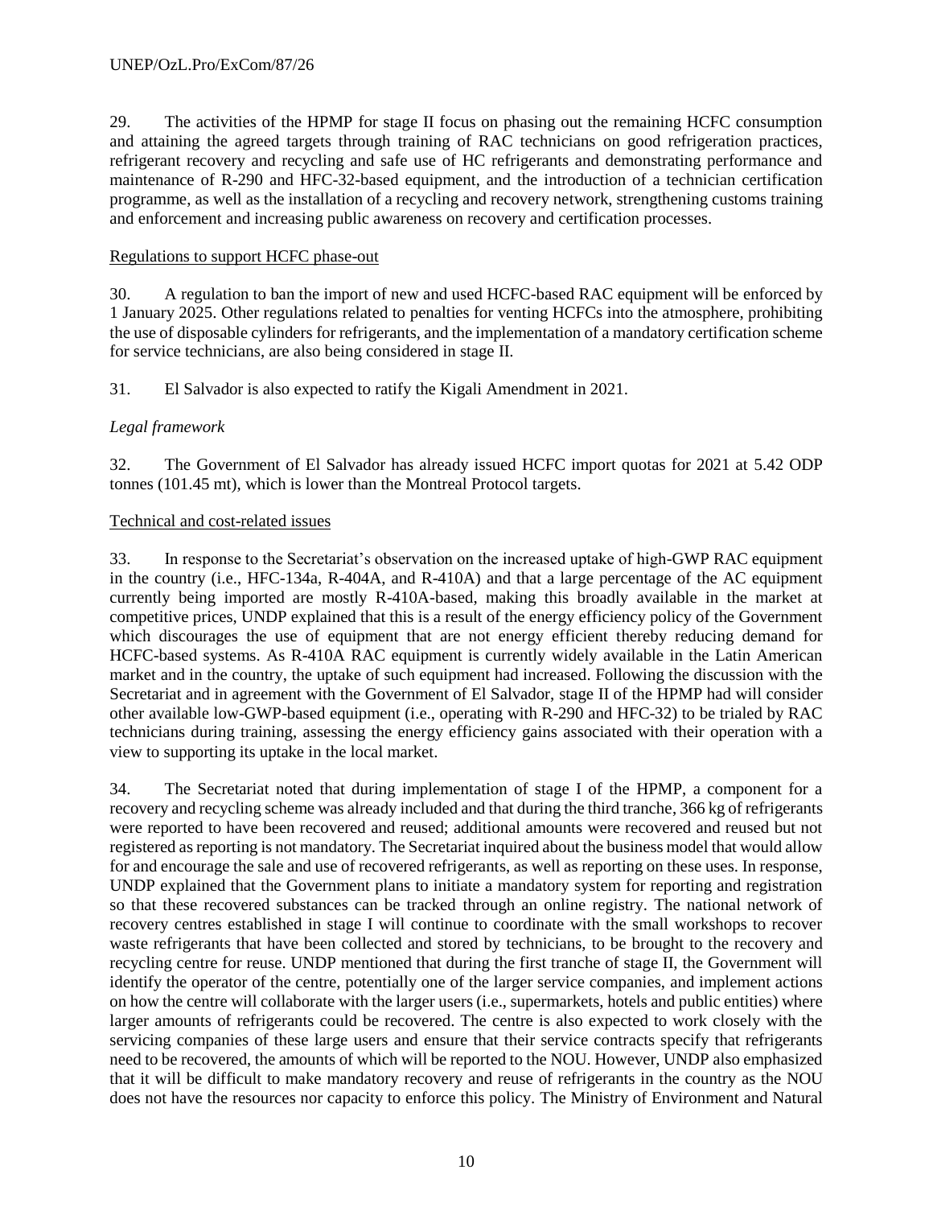29. The activities of the HPMP for stage II focus on phasing out the remaining HCFC consumption and attaining the agreed targets through training of RAC technicians on good refrigeration practices, refrigerant recovery and recycling and safe use of HC refrigerants and demonstrating performance and maintenance of R-290 and HFC-32-based equipment, and the introduction of a technician certification programme, as well as the installation of a recycling and recovery network, strengthening customs training and enforcement and increasing public awareness on recovery and certification processes.

Regulations to support HCFC phase-out

30. A regulation to ban the import of new and used HCFC-based RAC equipment will be enforced by 1 January 2025. Other regulations related to penalties for venting HCFCs into the atmosphere, prohibiting the use of disposable cylinders for refrigerants, and the implementation of a mandatory certification scheme for service technicians, are also being considered in stage II.

31. El Salvador is also expected to ratify the Kigali Amendment in 2021.

*Legal framework*

32. The Government of El Salvador has already issued HCFC import quotas for 2021 at 5.42 ODP tonnes (101.45 mt), which is lower than the Montreal Protocol targets.

Technical and cost-related issues

33. In response to the Secretariat's observation on the increased uptake of high-GWP RAC equipment in the country (i.e., HFC-134a, R-404A, and R-410A) and that a large percentage of the AC equipment currently being imported are mostly R-410A-based, making this broadly available in the market at competitive prices, UNDP explained that this is a result of the energy efficiency policy of the Government which discourages the use of equipment that are not energy efficient thereby reducing demand for HCFC-based systems. As R-410A RAC equipment is currently widely available in the Latin American market and in the country, the uptake of such equipment had increased. Following the discussion with the Secretariat and in agreement with the Government of El Salvador, stage II of the HPMP had will consider other available low-GWP-based equipment (i.e., operating with R-290 and HFC-32) to be trialed by RAC technicians during training, assessing the energy efficiency gains associated with their operation with a view to supporting its uptake in the local market.

34. The Secretariat noted that during implementation of stage I of the HPMP, a component for a recovery and recycling scheme was already included and that during the third tranche, 366 kg of refrigerants were reported to have been recovered and reused; additional amounts were recovered and reused but not registered as reporting is not mandatory. The Secretariat inquired about the business model that would allow for and encourage the sale and use of recovered refrigerants, as well as reporting on these uses. In response, UNDP explained that the Government plans to initiate a mandatory system for reporting and registration so that these recovered substances can be tracked through an online registry. The national network of recovery centres established in stage I will continue to coordinate with the small workshops to recover waste refrigerants that have been collected and stored by technicians, to be brought to the recovery and recycling centre for reuse. UNDP mentioned that during the first tranche of stage II, the Government will identify the operator of the centre, potentially one of the larger service companies, and implement actions on how the centre will collaborate with the larger users (i.e., supermarkets, hotels and public entities) where larger amounts of refrigerants could be recovered. The centre is also expected to work closely with the servicing companies of these large users and ensure that their service contracts specify that refrigerants need to be recovered, the amounts of which will be reported to the NOU. However, UNDP also emphasized that it will be difficult to make mandatory recovery and reuse of refrigerants in the country as the NOU does not have the resources nor capacity to enforce this policy. The Ministry of Environment and Natural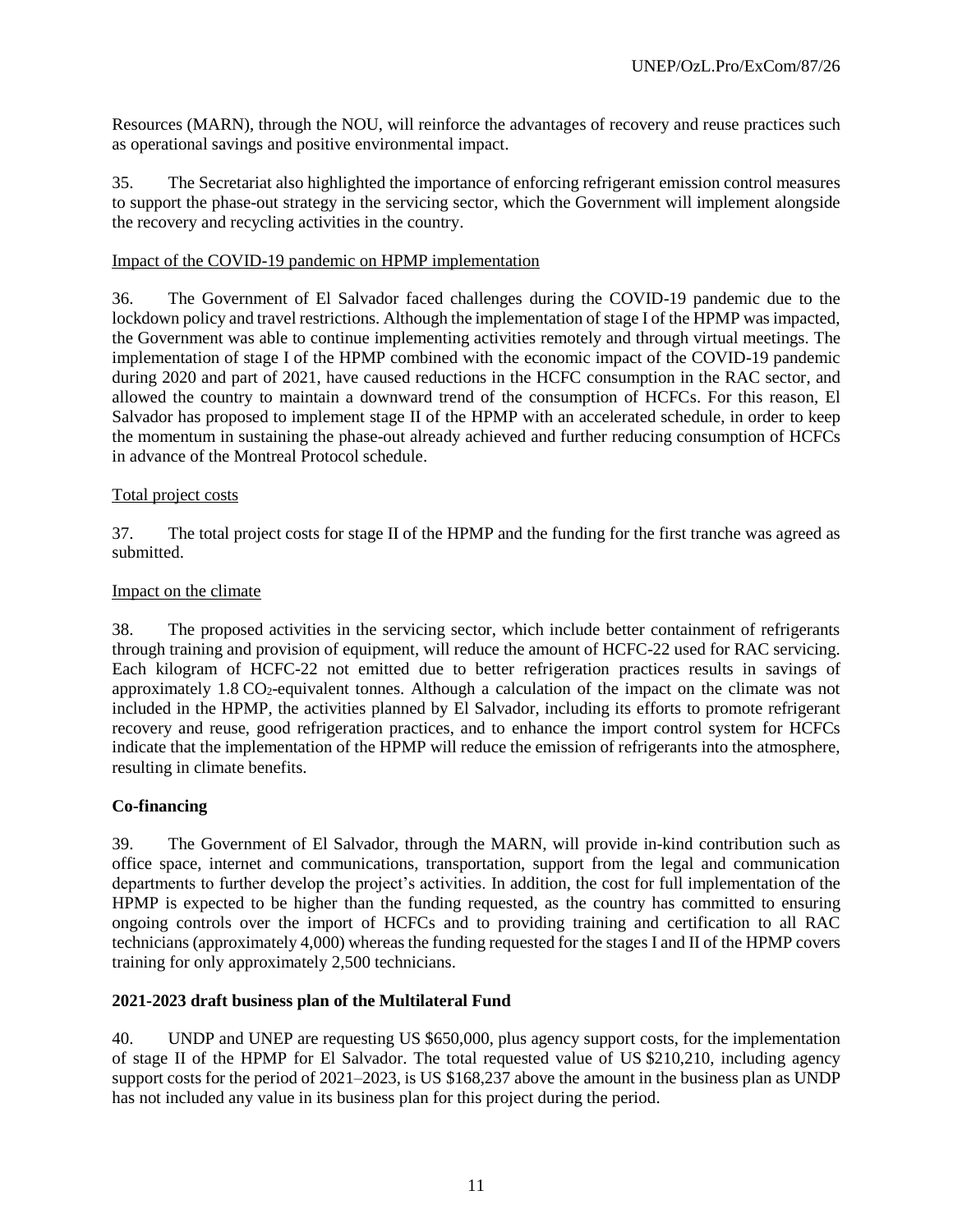Resources (MARN), through the NOU, will reinforce the advantages of recovery and reuse practices such as operational savings and positive environmental impact.

35. The Secretariat also highlighted the importance of enforcing refrigerant emission control measures to support the phase-out strategy in the servicing sector, which the Government will implement alongside the recovery and recycling activities in the country.

Impact of the COVID-19 pandemic on HPMP implementation

36. The Government of El Salvador faced challenges during the COVID-19 pandemic due to the lockdown policy and travel restrictions. Although the implementation of stage I of the HPMP was impacted, the Government was able to continue implementing activities remotely and through virtual meetings. The implementation of stage I of the HPMP combined with the economic impact of the COVID-19 pandemic during 2020 and part of 2021, have caused reductions in the HCFC consumption in the RAC sector, and allowed the country to maintain a downward trend of the consumption of HCFCs. For this reason, El Salvador has proposed to implement stage II of the HPMP with an accelerated schedule, in order to keep the momentum in sustaining the phase-out already achieved and further reducing consumption of HCFCs in advance of the Montreal Protocol schedule.

Total project costs

37. The total project costs for stage II of the HPMP and the funding for the first tranche was agreed as submitted.

Impact on the climate

38. The proposed activities in the servicing sector, which include better containment of refrigerants through training and provision of equipment, will reduce the amount of HCFC-22 used for RAC servicing. Each kilogram of HCFC-22 not emitted due to better refrigeration practices results in savings of approximately 1.8 $CO_2$-equivalent tonnes. Although a calculation of the impact on the climate was not included in the HPMP, the activities planned by El Salvador, including its efforts to promote refrigerant recovery and reuse, good refrigeration practices, and to enhance the import control system for HCFCs indicate that the implementation of the HPMP will reduce the emission of refrigerants into the atmosphere, resulting in climate benefits.

**Co-financing**

39. The Government of El Salvador, through the MARN, will provide in-kind contribution such as office space, internet and communications, transportation, support from the legal and communication departments to further develop the project's activities. In addition, the cost for full implementation of the HPMP is expected to be higher than the funding requested, as the country has committed to ensuring ongoing controls over the import of HCFCs and to providing training and certification to all RAC technicians (approximately 4,000) whereas the funding requested for the stages I and II of the HPMP covers training for only approximately 2,500 technicians.

**2021-2023 draft business plan of the Multilateral Fund**

40. UNDP and UNEP are requesting US $650,000, plus agency support costs, for the implementation of stage II of the HPMP for El Salvador. The total requested value of US $210,210, including agency support costs for the period of 2021–2023, is US $168,237 above the amount in the business plan as UNDP has not included any value in its business plan for this project during the period.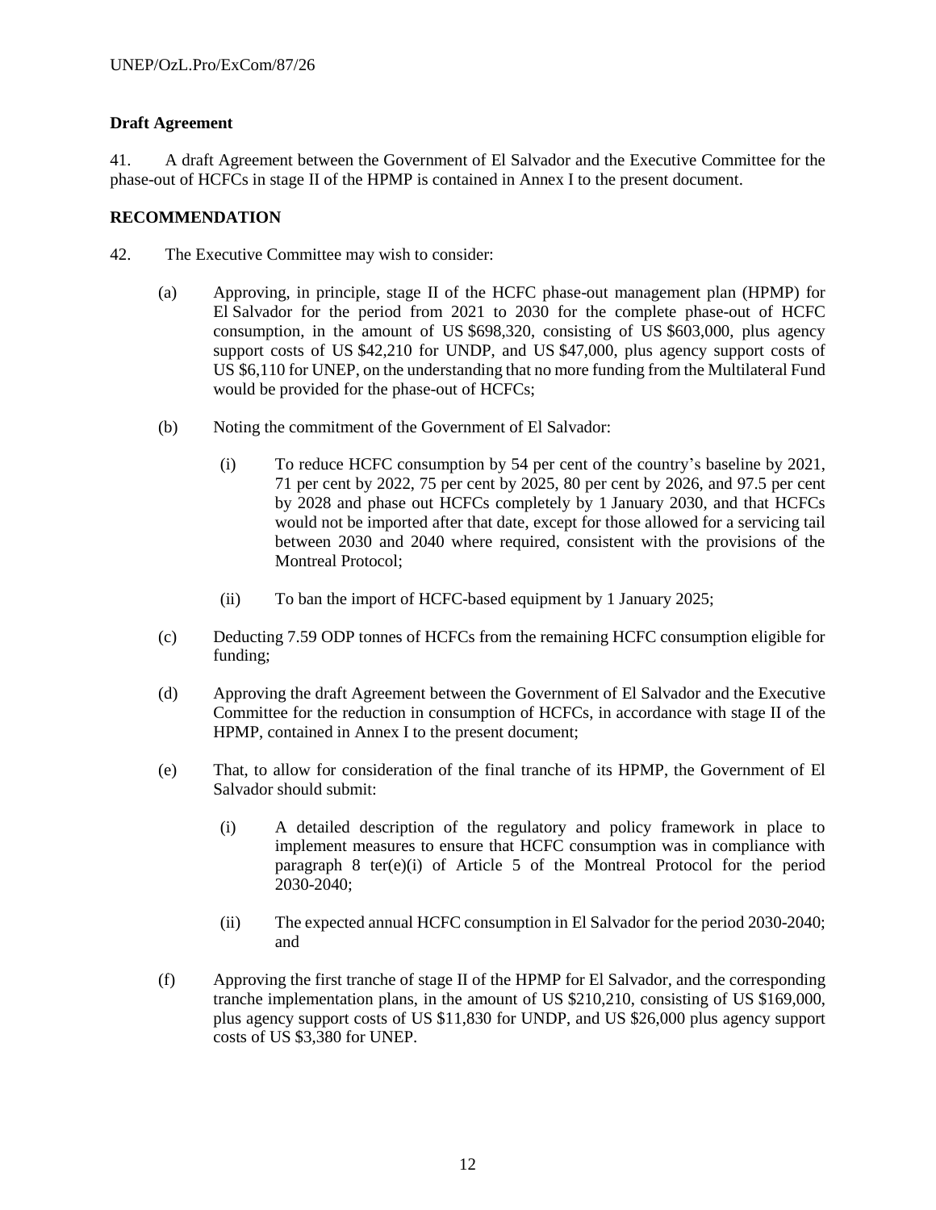**Draft Agreement**

41. A draft Agreement between the Government of El Salvador and the Executive Committee for the phase-out of HCFCs in stage II of the HPMP is contained in Annex I to the present document.

**RECOMMENDATION**

42. The Executive Committee may wish to consider:

(a) Approving, in principle, stage II of the HCFC phase-out management plan (HPMP) for El Salvador for the period from 2021 to 2030 for the complete phase-out of HCFC consumption, in the amount of US $698,320, consisting of US $603,000, plus agency support costs of US $42,210 for UNDP, and US $47,000, plus agency support costs of US $6,110 for UNEP, on the understanding that no more funding from the Multilateral Fund would be provided for the phase-out of HCFCs;

(b) Noting the commitment of the Government of El Salvador:

(i) To reduce HCFC consumption by 54 per cent of the country's baseline by 2021, 71 per cent by 2022, 75 per cent by 2025, 80 per cent by 2026, and 97.5 per cent by 2028 and phase out HCFCs completely by 1 January 2030, and that HCFCs would not be imported after that date, except for those allowed for a servicing tail between 2030 and 2040 where required, consistent with the provisions of the Montreal Protocol;

(ii) To ban the import of HCFC-based equipment by 1 January 2025;

(c) Deducting 7.59 ODP tonnes of HCFCs from the remaining HCFC consumption eligible for funding;

(d) Approving the draft Agreement between the Government of El Salvador and the Executive Committee for the reduction in consumption of HCFCs, in accordance with stage II of the HPMP, contained in Annex I to the present document;

(e) That, to allow for consideration of the final tranche of its HPMP, the Government of El Salvador should submit:

(i) A detailed description of the regulatory and policy framework in place to implement measures to ensure that HCFC consumption was in compliance with paragraph 8 ter(e)(i) of Article 5 of the Montreal Protocol for the period 2030-2040;

(ii) The expected annual HCFC consumption in El Salvador for the period 2030-2040; and

(f) Approving the first tranche of stage II of the HPMP for El Salvador, and the corresponding tranche implementation plans, in the amount of US $210,210, consisting of US $169,000, plus agency support costs of US $11,830 for UNDP, and US $26,000 plus agency support costs of US $3,380 for UNEP.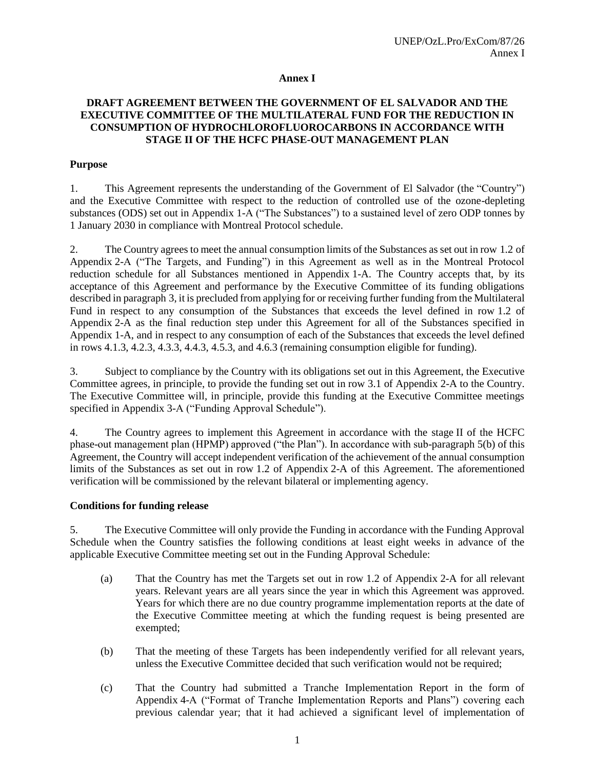## Annex I

### DRAFT AGREEMENT BETWEEN THE GOVERNMENT OF EL SALVADOR AND THE EXECUTIVE COMMITTEE OF THE MULTILATERAL FUND FOR THE REDUCTION IN CONSUMPTION OF HYDROCHLOROFLUOROCARBONS IN ACCORDANCE WITH STAGE II OF THE HCFC PHASE-OUT MANAGEMENT PLAN

**Purpose**

1. This Agreement represents the understanding of the Government of El Salvador (the "Country") and the Executive Committee with respect to the reduction of controlled use of the ozone-depleting substances (ODS) set out in Appendix 1-A ("The Substances") to a sustained level of zero ODP tonnes by 1 January 2030 in compliance with Montreal Protocol schedule.

2. The Country agrees to meet the annual consumption limits of the Substances as set out in row 1.2 of Appendix 2-A ("The Targets, and Funding") in this Agreement as well as in the Montreal Protocol reduction schedule for all Substances mentioned in Appendix 1-A. The Country accepts that, by its acceptance of this Agreement and performance by the Executive Committee of its funding obligations described in paragraph 3, it is precluded from applying for or receiving further funding from the Multilateral Fund in respect to any consumption of the Substances that exceeds the level defined in row 1.2 of Appendix 2-A as the final reduction step under this Agreement for all of the Substances specified in Appendix 1-A, and in respect to any consumption of each of the Substances that exceeds the level defined in rows 4.1.3, 4.2.3, 4.3.3, 4.4.3, 4.5.3, and 4.6.3 (remaining consumption eligible for funding).

3. Subject to compliance by the Country with its obligations set out in this Agreement, the Executive Committee agrees, in principle, to provide the funding set out in row 3.1 of Appendix 2-A to the Country. The Executive Committee will, in principle, provide this funding at the Executive Committee meetings specified in Appendix 3-A ("Funding Approval Schedule").

4. The Country agrees to implement this Agreement in accordance with the stage II of the HCFC phase-out management plan (HPMP) approved ("the Plan"). In accordance with sub-paragraph 5(b) of this Agreement, the Country will accept independent verification of the achievement of the annual consumption limits of the Substances as set out in row 1.2 of Appendix 2-A of this Agreement. The aforementioned verification will be commissioned by the relevant bilateral or implementing agency.

**Conditions for funding release**

5. The Executive Committee will only provide the Funding in accordance with the Funding Approval Schedule when the Country satisfies the following conditions at least eight weeks in advance of the applicable Executive Committee meeting set out in the Funding Approval Schedule:

(a) That the Country has met the Targets set out in row 1.2 of Appendix 2-A for all relevant years. Relevant years are all years since the year in which this Agreement was approved. Years for which there are no due country programme implementation reports at the date of the Executive Committee meeting at which the funding request is being presented are exempted;

(b) That the meeting of these Targets has been independently verified for all relevant years, unless the Executive Committee decided that such verification would not be required;

(c) That the Country had submitted a Tranche Implementation Report in the form of Appendix 4-A ("Format of Tranche Implementation Reports and Plans") covering each previous calendar year; that it had achieved a significant level of implementation of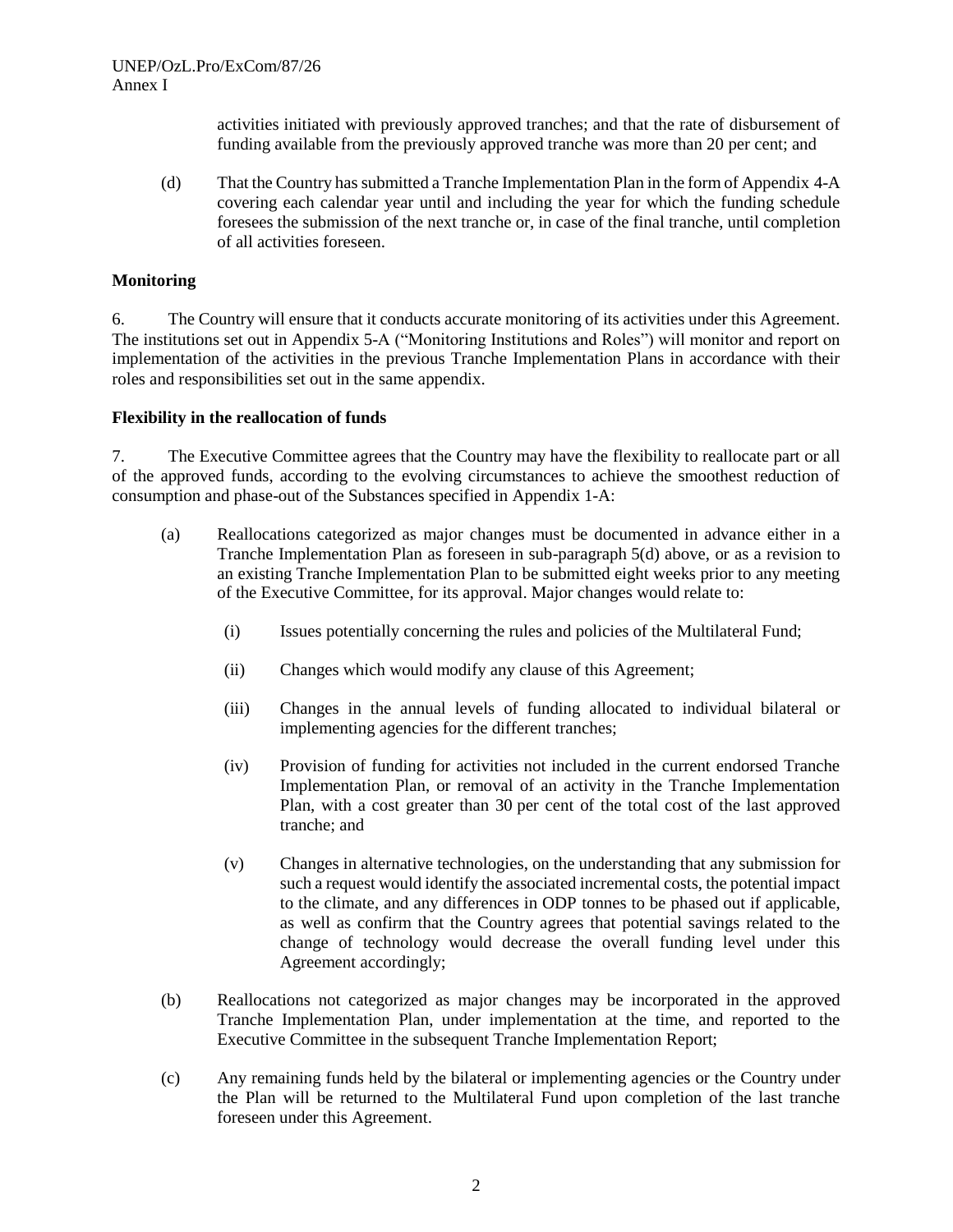activities initiated with previously approved tranches; and that the rate of disbursement of funding available from the previously approved tranche was more than 20 per cent; and

(d) That the Country has submitted a Tranche Implementation Plan in the form of Appendix 4-A covering each calendar year until and including the year for which the funding schedule foresees the submission of the next tranche or, in case of the final tranche, until completion of all activities foreseen.

**Monitoring**

6. The Country will ensure that it conducts accurate monitoring of its activities under this Agreement. The institutions set out in Appendix 5-A ("Monitoring Institutions and Roles") will monitor and report on implementation of the activities in the previous Tranche Implementation Plans in accordance with their roles and responsibilities set out in the same appendix.

**Flexibility in the reallocation of funds**

7. The Executive Committee agrees that the Country may have the flexibility to reallocate part or all of the approved funds, according to the evolving circumstances to achieve the smoothest reduction of consumption and phase-out of the Substances specified in Appendix 1-A:

(a) Reallocations categorized as major changes must be documented in advance either in a Tranche Implementation Plan as foreseen in sub-paragraph 5(d) above, or as a revision to an existing Tranche Implementation Plan to be submitted eight weeks prior to any meeting of the Executive Committee, for its approval. Major changes would relate to:

   (i) Issues potentially concerning the rules and policies of the Multilateral Fund;

   (ii) Changes which would modify any clause of this Agreement;

   (iii) Changes in the annual levels of funding allocated to individual bilateral or implementing agencies for the different tranches;

   (iv) Provision of funding for activities not included in the current endorsed Tranche Implementation Plan, or removal of an activity in the Tranche Implementation Plan, with a cost greater than 30 per cent of the total cost of the last approved tranche; and

   (v) Changes in alternative technologies, on the understanding that any submission for such a request would identify the associated incremental costs, the potential impact to the climate, and any differences in ODP tonnes to be phased out if applicable, as well as confirm that the Country agrees that potential savings related to the change of technology would decrease the overall funding level under this Agreement accordingly;

(b) Reallocations not categorized as major changes may be incorporated in the approved Tranche Implementation Plan, under implementation at the time, and reported to the Executive Committee in the subsequent Tranche Implementation Report;

(c) Any remaining funds held by the bilateral or implementing agencies or the Country under the Plan will be returned to the Multilateral Fund upon completion of the last tranche foreseen under this Agreement.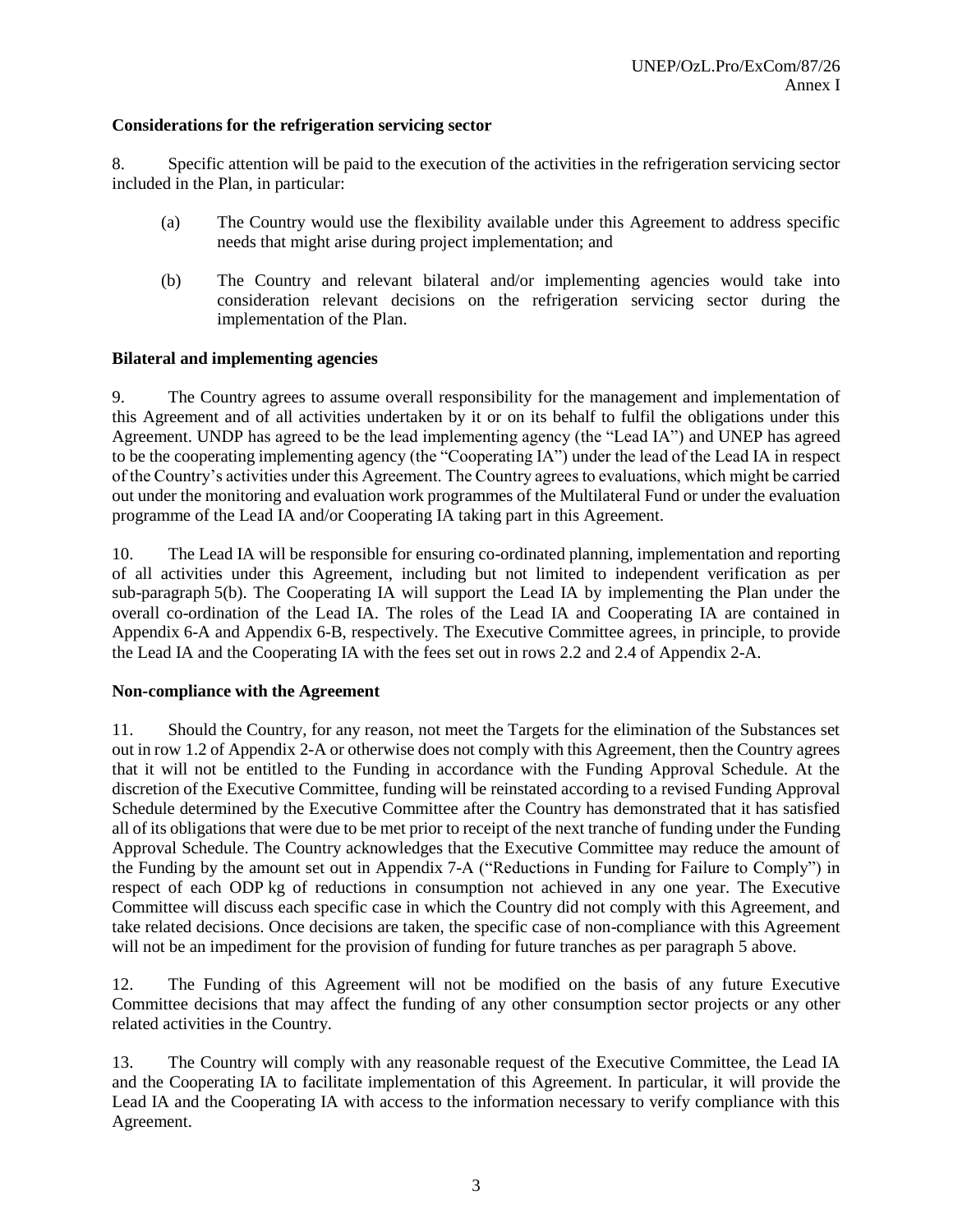**Considerations for the refrigeration servicing sector**

8. Specific attention will be paid to the execution of the activities in the refrigeration servicing sector included in the Plan, in particular:

(a) The Country would use the flexibility available under this Agreement to address specific needs that might arise during project implementation; and

(b) The Country and relevant bilateral and/or implementing agencies would take into consideration relevant decisions on the refrigeration servicing sector during the implementation of the Plan.

**Bilateral and implementing agencies**

9. The Country agrees to assume overall responsibility for the management and implementation of this Agreement and of all activities undertaken by it or on its behalf to fulfil the obligations under this Agreement. UNDP has agreed to be the lead implementing agency (the "Lead IA") and UNEP has agreed to be the cooperating implementing agency (the "Cooperating IA") under the lead of the Lead IA in respect of the Country's activities under this Agreement. The Country agrees to evaluations, which might be carried out under the monitoring and evaluation work programmes of the Multilateral Fund or under the evaluation programme of the Lead IA and/or Cooperating IA taking part in this Agreement.

10. The Lead IA will be responsible for ensuring co-ordinated planning, implementation and reporting of all activities under this Agreement, including but not limited to independent verification as per sub-paragraph 5(b). The Cooperating IA will support the Lead IA by implementing the Plan under the overall co-ordination of the Lead IA. The roles of the Lead IA and Cooperating IA are contained in Appendix 6-A and Appendix 6-B, respectively. The Executive Committee agrees, in principle, to provide the Lead IA and the Cooperating IA with the fees set out in rows 2.2 and 2.4 of Appendix 2-A.

**Non-compliance with the Agreement**

11. Should the Country, for any reason, not meet the Targets for the elimination of the Substances set out in row 1.2 of Appendix 2-A or otherwise does not comply with this Agreement, then the Country agrees that it will not be entitled to the Funding in accordance with the Funding Approval Schedule. At the discretion of the Executive Committee, funding will be reinstated according to a revised Funding Approval Schedule determined by the Executive Committee after the Country has demonstrated that it has satisfied all of its obligations that were due to be met prior to receipt of the next tranche of funding under the Funding Approval Schedule. The Country acknowledges that the Executive Committee may reduce the amount of the Funding by the amount set out in Appendix 7-A ("Reductions in Funding for Failure to Comply") in respect of each ODP kg of reductions in consumption not achieved in any one year. The Executive Committee will discuss each specific case in which the Country did not comply with this Agreement, and take related decisions. Once decisions are taken, the specific case of non-compliance with this Agreement will not be an impediment for the provision of funding for future tranches as per paragraph 5 above.

12. The Funding of this Agreement will not be modified on the basis of any future Executive Committee decisions that may affect the funding of any other consumption sector projects or any other related activities in the Country.

13. The Country will comply with any reasonable request of the Executive Committee, the Lead IA and the Cooperating IA to facilitate implementation of this Agreement. In particular, it will provide the Lead IA and the Cooperating IA with access to the information necessary to verify compliance with this Agreement.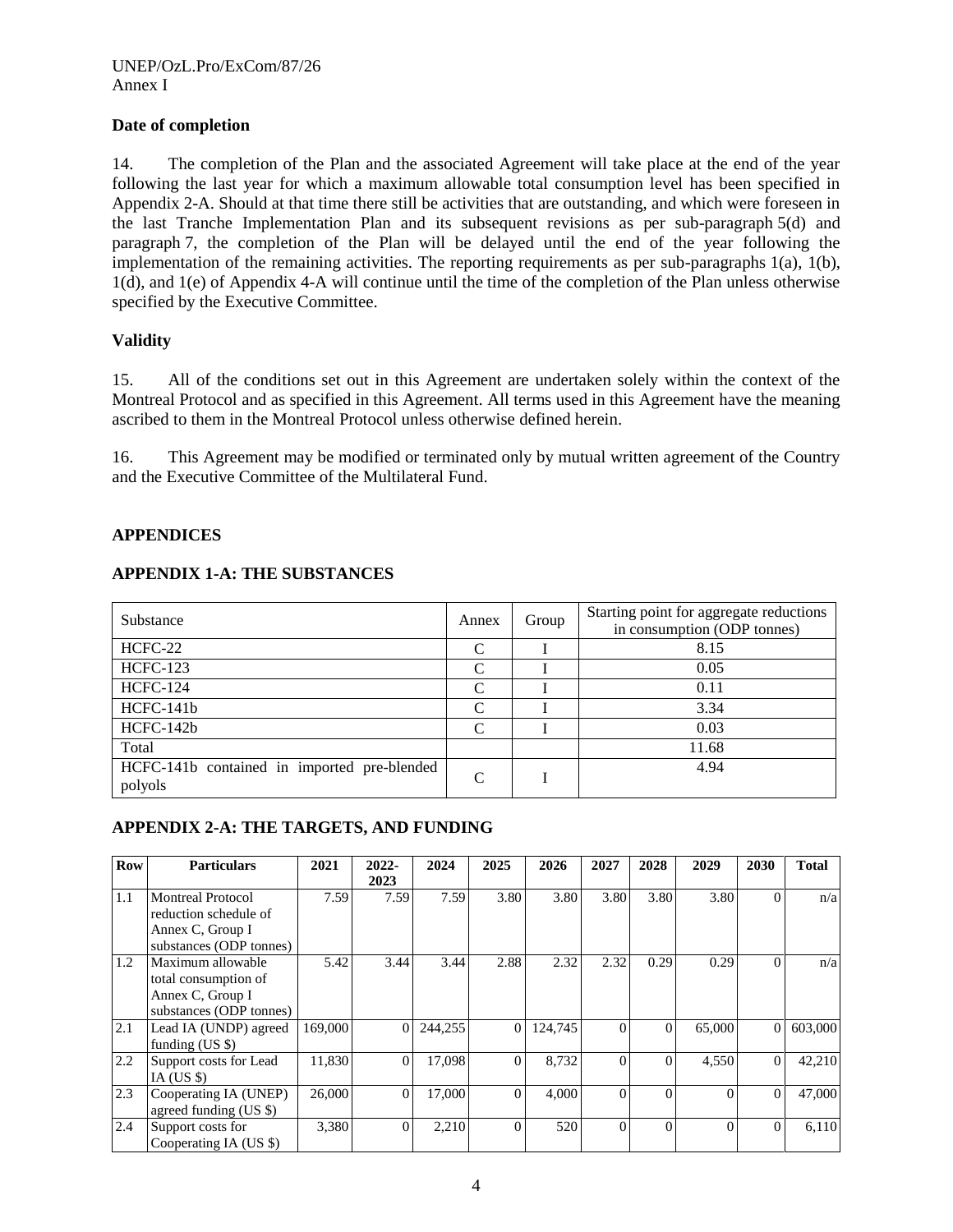**Date of completion**

14. The completion of the Plan and the associated Agreement will take place at the end of the year following the last year for which a maximum allowable total consumption level has been specified in Appendix 2-A. Should at that time there still be activities that are outstanding, and which were foreseen in the last Tranche Implementation Plan and its subsequent revisions as per sub-paragraph 5(d) and paragraph 7, the completion of the Plan will be delayed until the end of the year following the implementation of the remaining activities. The reporting requirements as per sub-paragraphs 1(a), 1(b), 1(d), and 1(e) of Appendix 4-A will continue until the time of the completion of the Plan unless otherwise specified by the Executive Committee.

**Validity**

15. All of the conditions set out in this Agreement are undertaken solely within the context of the Montreal Protocol and as specified in this Agreement. All terms used in this Agreement have the meaning ascribed to them in the Montreal Protocol unless otherwise defined herein.

16. This Agreement may be modified or terminated only by mutual written agreement of the Country and the Executive Committee of the Multilateral Fund.

**APPENDICES**

**APPENDIX 1-A: THE SUBSTANCES**

| Substance | Annex | Group | Starting point for aggregate reductions in consumption (ODP tonnes) |
|---|---|---|---|
| HCFC-22 | C | I | 8.15 |
| HCFC-123 | C | I | 0.05 |
| HCFC-124 | C | I | 0.11 |
| HCFC-141b | C | I | 3.34 |
| HCFC-142b | C | I | 0.03 |
| Total | | | 11.68 |
| HCFC-141b contained in imported pre-blended polyols | C | I | 4.94 |

**APPENDIX 2-A: THE TARGETS, AND FUNDING**

| Row | Particulars | 2021 | 2022-2023 | 2024 | 2025 | 2026 | 2027 | 2028 | 2029 | 2030 | Total |
|---|---|---|---|---|---|---|---|---|---|---|---|
| 1.1 | Montreal Protocol reduction schedule of Annex C, Group I substances (ODP tonnes) | 7.59 | 7.59 | 7.59 | 3.80 | 3.80 | 3.80 | 3.80 | 3.80 | 0 | n/a |
| 1.2 | Maximum allowable total consumption of Annex C, Group I substances (ODP tonnes) | 5.42 | 3.44 | 3.44 | 2.88 | 2.32 | 2.32 | 0.29 | 0.29 | 0 | n/a |
| 2.1 | Lead IA (UNDP) agreed funding (US $) | 169,000 | 0 | 244,255 | 0 | 124,745 | 0 | 0 | 65,000 | 0 | 603,000 |
| 2.2 | Support costs for Lead IA (US $) | 11,830 | 0 | 17,098 | 0 | 8,732 | 0 | 0 | 4,550 | 0 | 42,210 |
| 2.3 | Cooperating IA (UNEP) agreed funding (US $) | 26,000 | 0 | 17,000 | 0 | 4,000 | 0 | 0 | 0 | 0 | 47,000 |
| 2.4 | Support costs for Cooperating IA (US $) | 3,380 | 0 | 2,210 | 0 | 520 | 0 | 0 | 0 | 0 | 6,110 |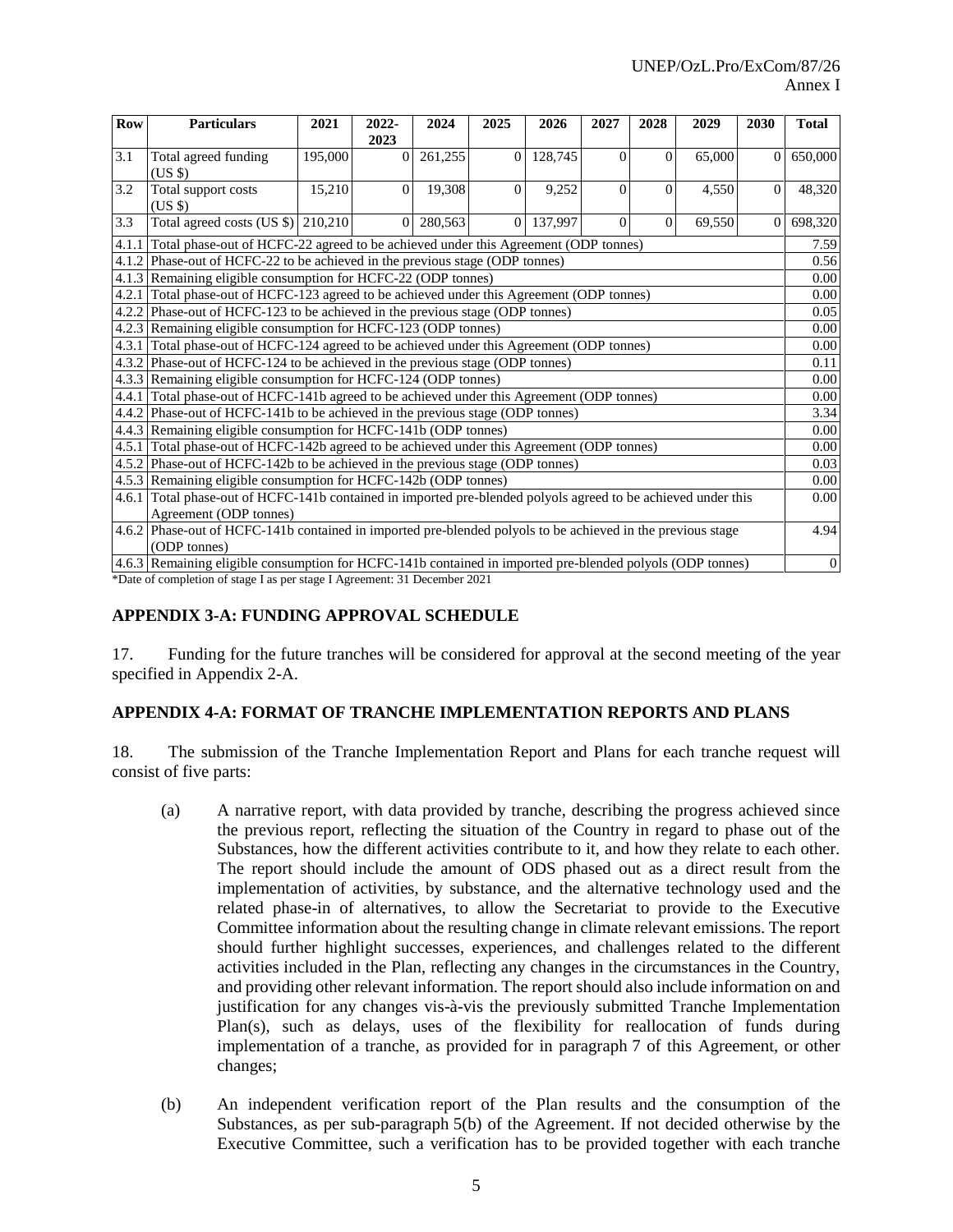| Row | Particulars | 2021 | 2022-2023 | 2024 | 2025 | 2026 | 2027 | 2028 | 2029 | 2030 | Total |
|---|---|---|---|---|---|---|---|---|---|---|---|
| 3.1 | Total agreed funding (US $) | 195,000 | 0 | 261,255 | 0 | 128,745 | 0 | 0 | 65,000 | 0 | 650,000 |
| 3.2 | Total support costs (US $) | 15,210 | 0 | 19,308 | 0 | 9,252 | 0 | 0 | 4,550 | 0 | 48,320 |
| 3.3 | Total agreed costs (US $) | 210,210 | 0 | 280,563 | 0 | 137,997 | 0 | 0 | 69,550 | 0 | 698,320 |
| 4.1.1 | Total phase-out of HCFC-22 agreed to be achieved under this Agreement (ODP tonnes) | | | | | | | | | | 7.59 |
| 4.1.2 | Phase-out of HCFC-22 to be achieved in the previous stage (ODP tonnes) | | | | | | | | | | 0.56 |
| 4.1.3 | Remaining eligible consumption for HCFC-22 (ODP tonnes) | | | | | | | | | | 0.00 |
| 4.2.1 | Total phase-out of HCFC-123 agreed to be achieved under this Agreement (ODP tonnes) | | | | | | | | | | 0.00 |
| 4.2.2 | Phase-out of HCFC-123 to be achieved in the previous stage (ODP tonnes) | | | | | | | | | | 0.05 |
| 4.2.3 | Remaining eligible consumption for HCFC-123 (ODP tonnes) | | | | | | | | | | 0.00 |
| 4.3.1 | Total phase-out of HCFC-124 agreed to be achieved under this Agreement (ODP tonnes) | | | | | | | | | | 0.00 |
| 4.3.2 | Phase-out of HCFC-124 to be achieved in the previous stage (ODP tonnes) | | | | | | | | | | 0.11 |
| 4.3.3 | Remaining eligible consumption for HCFC-124 (ODP tonnes) | | | | | | | | | | 0.00 |
| 4.4.1 | Total phase-out of HCFC-141b agreed to be achieved under this Agreement (ODP tonnes) | | | | | | | | | | 0.00 |
| 4.4.2 | Phase-out of HCFC-141b to be achieved in the previous stage (ODP tonnes) | | | | | | | | | | 3.34 |
| 4.4.3 | Remaining eligible consumption for HCFC-141b (ODP tonnes) | | | | | | | | | | 0.00 |
| 4.5.1 | Total phase-out of HCFC-142b agreed to be achieved under this Agreement (ODP tonnes) | | | | | | | | | | 0.00 |
| 4.5.2 | Phase-out of HCFC-142b to be achieved in the previous stage (ODP tonnes) | | | | | | | | | | 0.03 |
| 4.5.3 | Remaining eligible consumption for HCFC-142b (ODP tonnes) | | | | | | | | | | 0.00 |
| 4.6.1 | Total phase-out of HCFC-141b contained in imported pre-blended polyols agreed to be achieved under this Agreement (ODP tonnes) | | | | | | | | | | 0.00 |
| 4.6.2 | Phase-out of HCFC-141b contained in imported pre-blended polyols to be achieved in the previous stage (ODP tonnes) | | | | | | | | | | 4.94 |
| 4.6.3 | Remaining eligible consumption for HCFC-141b contained in imported pre-blended polyols (ODP tonnes) | | | | | | | | | | 0 |

*Date of completion of stage I as per stage I Agreement: 31 December 2021

## APPENDIX 3-A: FUNDING APPROVAL SCHEDULE

17. Funding for the future tranches will be considered for approval at the second meeting of the year specified in Appendix 2-A.

## APPENDIX 4-A: FORMAT OF TRANCHE IMPLEMENTATION REPORTS AND PLANS

18. The submission of the Tranche Implementation Report and Plans for each tranche request will consist of five parts:

(a) A narrative report, with data provided by tranche, describing the progress achieved since the previous report, reflecting the situation of the Country in regard to phase out of the Substances, how the different activities contribute to it, and how they relate to each other. The report should include the amount of ODS phased out as a direct result from the implementation of activities, by substance, and the alternative technology used and the related phase-in of alternatives, to allow the Secretariat to provide to the Executive Committee information about the resulting change in climate relevant emissions. The report should further highlight successes, experiences, and challenges related to the different activities included in the Plan, reflecting any changes in the circumstances in the Country, and providing other relevant information. The report should also include information on and justification for any changes vis-à-vis the previously submitted Tranche Implementation Plan(s), such as delays, uses of the flexibility for reallocation of funds during implementation of a tranche, as provided for in paragraph 7 of this Agreement, or other changes;

(b) An independent verification report of the Plan results and the consumption of the Substances, as per sub-paragraph 5(b) of the Agreement. If not decided otherwise by the Executive Committee, such a verification has to be provided together with each tranche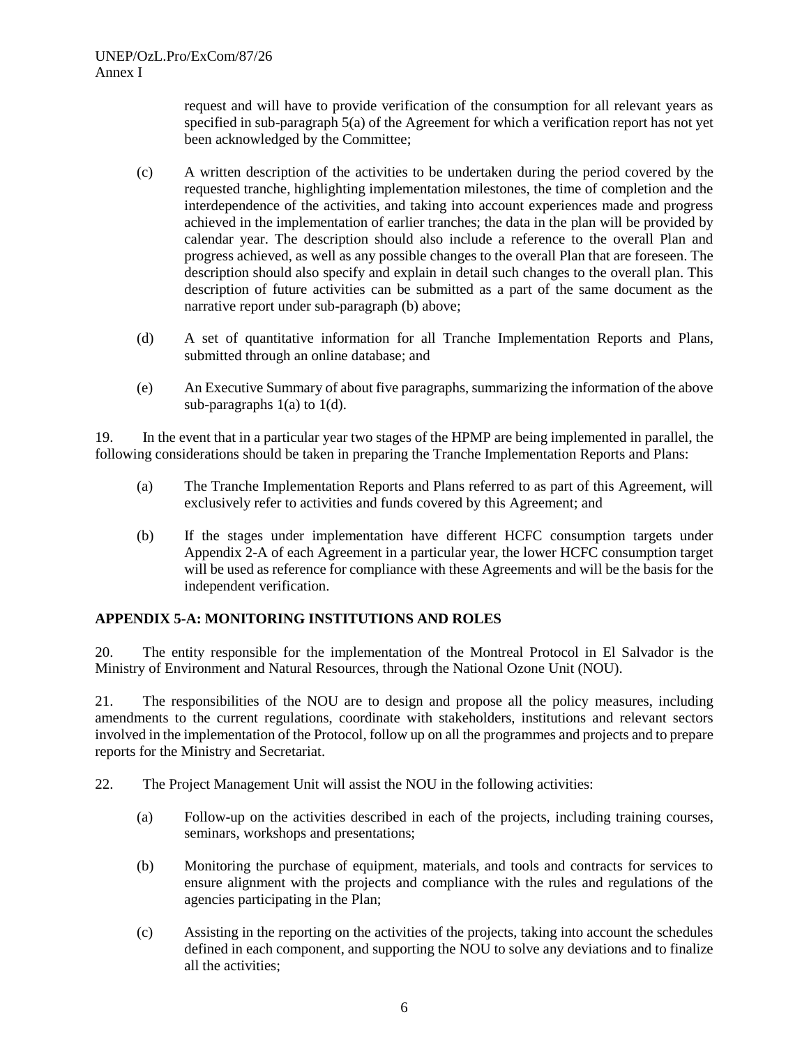request and will have to provide verification of the consumption for all relevant years as specified in sub-paragraph 5(a) of the Agreement for which a verification report has not yet been acknowledged by the Committee;

(c) A written description of the activities to be undertaken during the period covered by the requested tranche, highlighting implementation milestones, the time of completion and the interdependence of the activities, and taking into account experiences made and progress achieved in the implementation of earlier tranches; the data in the plan will be provided by calendar year. The description should also include a reference to the overall Plan and progress achieved, as well as any possible changes to the overall Plan that are foreseen. The description should also specify and explain in detail such changes to the overall plan. This description of future activities can be submitted as a part of the same document as the narrative report under sub-paragraph (b) above;

(d) A set of quantitative information for all Tranche Implementation Reports and Plans, submitted through an online database; and

(e) An Executive Summary of about five paragraphs, summarizing the information of the above sub-paragraphs 1(a) to 1(d).

19. In the event that in a particular year two stages of the HPMP are being implemented in parallel, the following considerations should be taken in preparing the Tranche Implementation Reports and Plans:

(a) The Tranche Implementation Reports and Plans referred to as part of this Agreement, will exclusively refer to activities and funds covered by this Agreement; and

(b) If the stages under implementation have different HCFC consumption targets under Appendix 2-A of each Agreement in a particular year, the lower HCFC consumption target will be used as reference for compliance with these Agreements and will be the basis for the independent verification.

## APPENDIX 5-A: MONITORING INSTITUTIONS AND ROLES

20. The entity responsible for the implementation of the Montreal Protocol in El Salvador is the Ministry of Environment and Natural Resources, through the National Ozone Unit (NOU).

21. The responsibilities of the NOU are to design and propose all the policy measures, including amendments to the current regulations, coordinate with stakeholders, institutions and relevant sectors involved in the implementation of the Protocol, follow up on all the programmes and projects and to prepare reports for the Ministry and Secretariat.

22. The Project Management Unit will assist the NOU in the following activities:

(a) Follow-up on the activities described in each of the projects, including training courses, seminars, workshops and presentations;

(b) Monitoring the purchase of equipment, materials, and tools and contracts for services to ensure alignment with the projects and compliance with the rules and regulations of the agencies participating in the Plan;

(c) Assisting in the reporting on the activities of the projects, taking into account the schedules defined in each component, and supporting the NOU to solve any deviations and to finalize all the activities;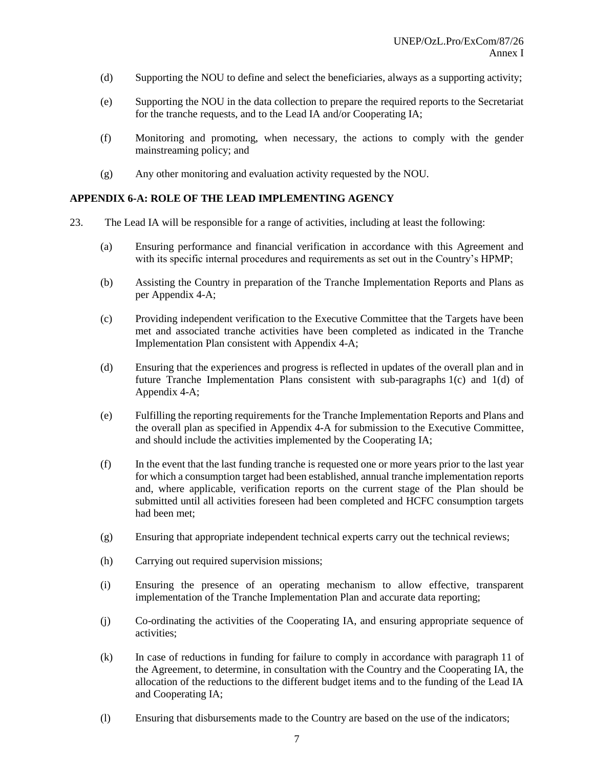(d) Supporting the NOU to define and select the beneficiaries, always as a supporting activity;

(e) Supporting the NOU in the data collection to prepare the required reports to the Secretariat for the tranche requests, and to the Lead IA and/or Cooperating IA;

(f) Monitoring and promoting, when necessary, the actions to comply with the gender mainstreaming policy; and

(g) Any other monitoring and evaluation activity requested by the NOU.

**APPENDIX 6-A: ROLE OF THE LEAD IMPLEMENTING AGENCY**

23. The Lead IA will be responsible for a range of activities, including at least the following:

(a) Ensuring performance and financial verification in accordance with this Agreement and with its specific internal procedures and requirements as set out in the Country's HPMP;

(b) Assisting the Country in preparation of the Tranche Implementation Reports and Plans as per Appendix 4-A;

(c) Providing independent verification to the Executive Committee that the Targets have been met and associated tranche activities have been completed as indicated in the Tranche Implementation Plan consistent with Appendix 4-A;

(d) Ensuring that the experiences and progress is reflected in updates of the overall plan and in future Tranche Implementation Plans consistent with sub-paragraphs 1(c) and 1(d) of Appendix 4-A;

(e) Fulfilling the reporting requirements for the Tranche Implementation Reports and Plans and the overall plan as specified in Appendix 4-A for submission to the Executive Committee, and should include the activities implemented by the Cooperating IA;

(f) In the event that the last funding tranche is requested one or more years prior to the last year for which a consumption target had been established, annual tranche implementation reports and, where applicable, verification reports on the current stage of the Plan should be submitted until all activities foreseen had been completed and HCFC consumption targets had been met;

(g) Ensuring that appropriate independent technical experts carry out the technical reviews;

(h) Carrying out required supervision missions;

(i) Ensuring the presence of an operating mechanism to allow effective, transparent implementation of the Tranche Implementation Plan and accurate data reporting;

(j) Co-ordinating the activities of the Cooperating IA, and ensuring appropriate sequence of activities;

(k) In case of reductions in funding for failure to comply in accordance with paragraph 11 of the Agreement, to determine, in consultation with the Country and the Cooperating IA, the allocation of the reductions to the different budget items and to the funding of the Lead IA and Cooperating IA;

(l) Ensuring that disbursements made to the Country are based on the use of the indicators;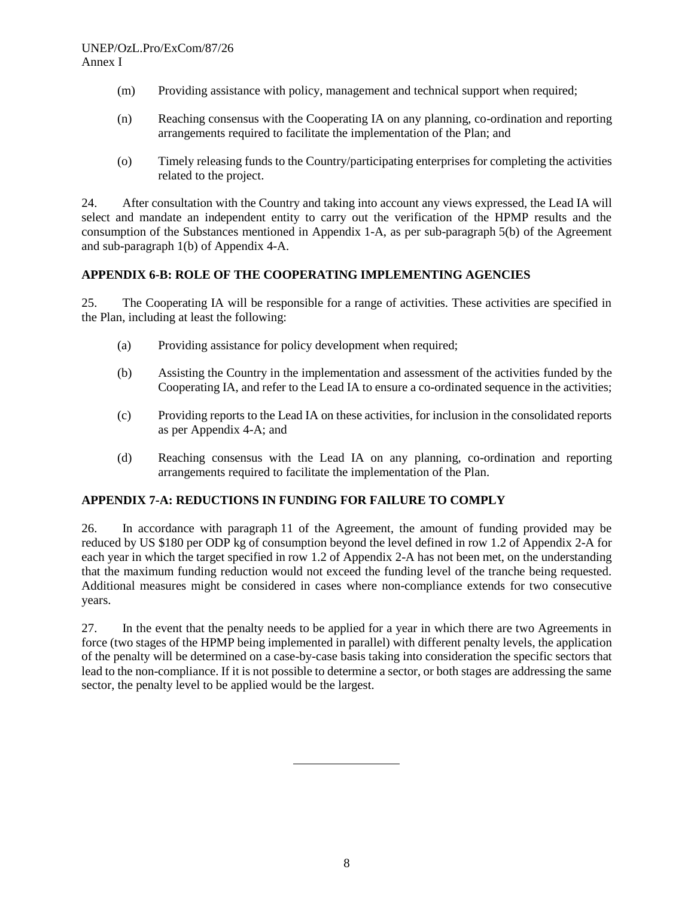(m) Providing assistance with policy, management and technical support when required;

(n) Reaching consensus with the Cooperating IA on any planning, co-ordination and reporting arrangements required to facilitate the implementation of the Plan; and

(o) Timely releasing funds to the Country/participating enterprises for completing the activities related to the project.

24. After consultation with the Country and taking into account any views expressed, the Lead IA will select and mandate an independent entity to carry out the verification of the HPMP results and the consumption of the Substances mentioned in Appendix 1-A, as per sub-paragraph 5(b) of the Agreement and sub-paragraph 1(b) of Appendix 4-A.

**APPENDIX 6-B: ROLE OF THE COOPERATING IMPLEMENTING AGENCIES**

25. The Cooperating IA will be responsible for a range of activities. These activities are specified in the Plan, including at least the following:

(a) Providing assistance for policy development when required;

(b) Assisting the Country in the implementation and assessment of the activities funded by the Cooperating IA, and refer to the Lead IA to ensure a co-ordinated sequence in the activities;

(c) Providing reports to the Lead IA on these activities, for inclusion in the consolidated reports as per Appendix 4-A; and

(d) Reaching consensus with the Lead IA on any planning, co-ordination and reporting arrangements required to facilitate the implementation of the Plan.

**APPENDIX 7-A: REDUCTIONS IN FUNDING FOR FAILURE TO COMPLY**

26. In accordance with paragraph 11 of the Agreement, the amount of funding provided may be reduced by US $180 per ODP kg of consumption beyond the level defined in row 1.2 of Appendix 2-A for each year in which the target specified in row 1.2 of Appendix 2-A has not been met, on the understanding that the maximum funding reduction would not exceed the funding level of the tranche being requested. Additional measures might be considered in cases where non-compliance extends for two consecutive years.

27. In the event that the penalty needs to be applied for a year in which there are two Agreements in force (two stages of the HPMP being implemented in parallel) with different penalty levels, the application of the penalty will be determined on a case-by-case basis taking into consideration the specific sectors that lead to the non-compliance. If it is not possible to determine a sector, or both stages are addressing the same sector, the penalty level to be applied would be the largest.